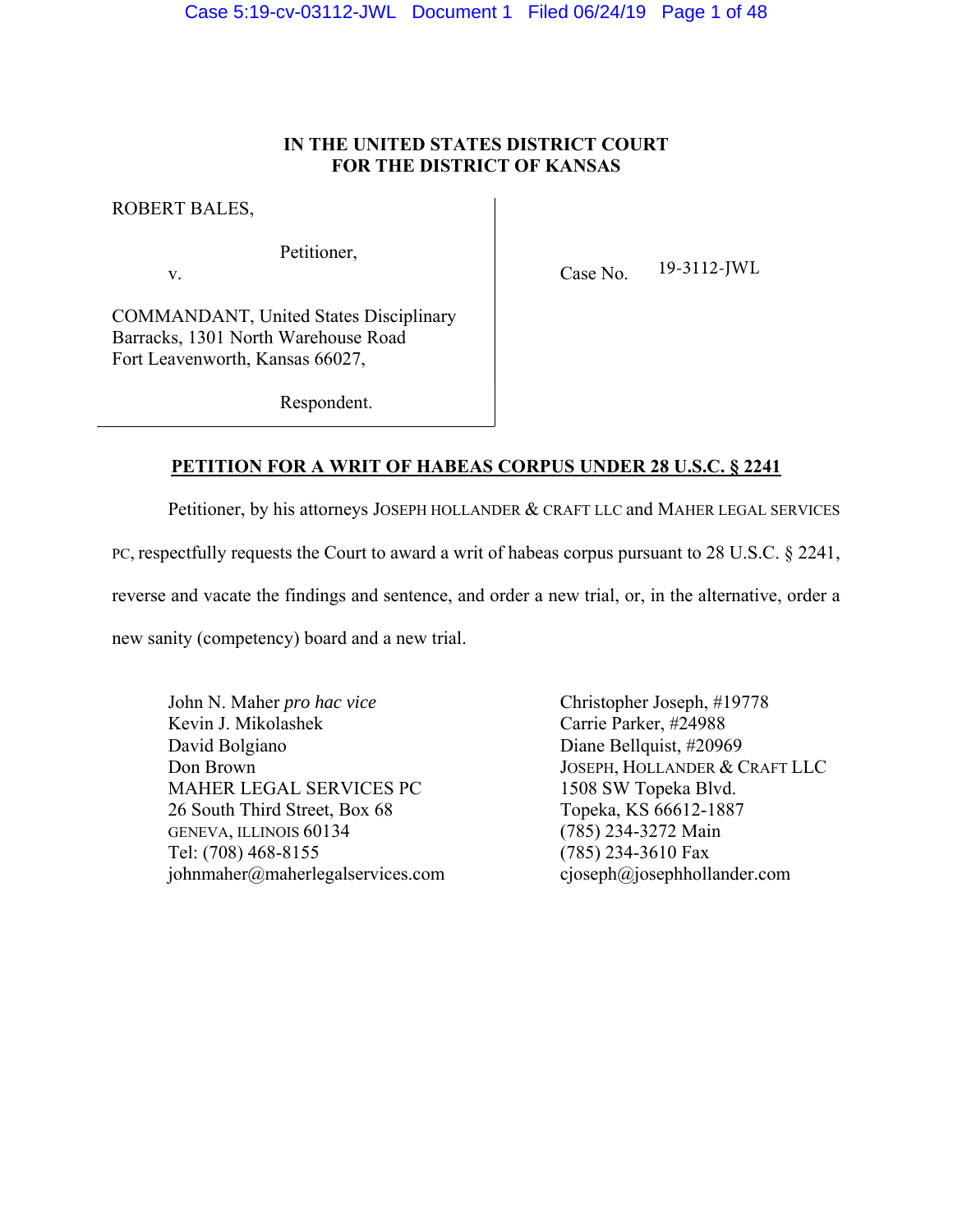**IN THE UNITED STATES DISTRICT COURT**
**FOR THE DISTRICT OF KANSAS**

ROBERT BALES,

Petitioner,

v.

COMMANDANT, United States Disciplinary Barracks, 1301 North Warehouse Road Fort Leavenworth, Kansas 66027,

Respondent.

Case No. 19-3112-JWL

**PETITION FOR A WRIT OF HABEAS CORPUS UNDER 28 U.S.C. § 2241**

Petitioner, by his attorneys JOSEPH HOLLANDER & CRAFT LLC and MAHER LEGAL SERVICES PC, respectfully requests the Court to award a writ of habeas corpus pursuant to 28 U.S.C. § 2241, reverse and vacate the findings and sentence, and order a new trial, or, in the alternative, order a new sanity (competency) board and a new trial.

John N. Maher *pro hac vice*
Kevin J. Mikolashek
David Bolgiano
Don Brown
MAHER LEGAL SERVICES PC
26 South Third Street, Box 68
GENEVA, ILLINOIS 60134
Tel: (708) 468-8155
johnmaher@maherlegalservices.com

Christopher Joseph, #19778
Carrie Parker, #24988
Diane Bellquist, #20969
JOSEPH, HOLLANDER & CRAFT LLC
1508 SW Topeka Blvd.
Topeka, KS 66612-1887
(785) 234-3272 Main
(785) 234-3610 Fax
cjoseph@josephhollander.com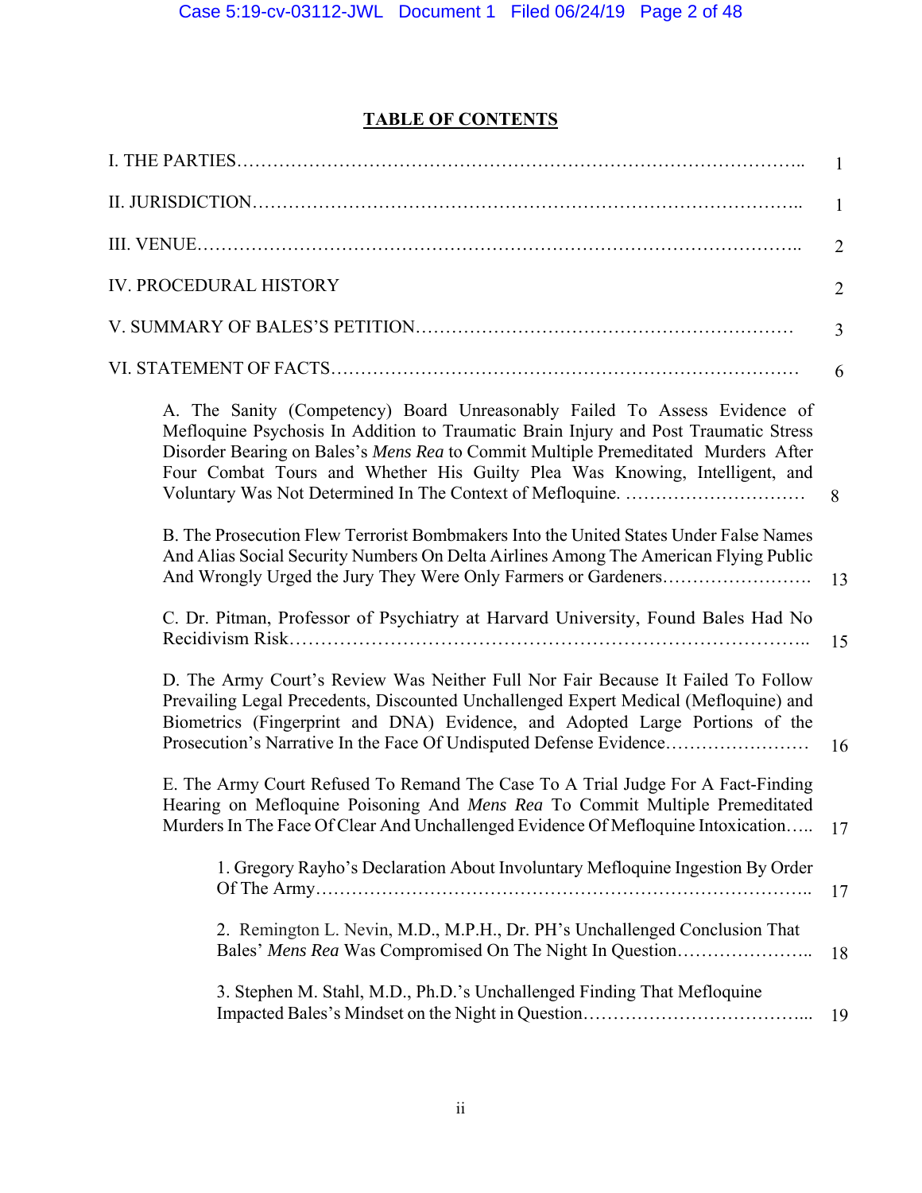## TABLE OF CONTENTS

| | |
|---|---|
| I. THE PARTIES | 1 |
| II. JURISDICTION | 1 |
| III. VENUE | 2 |
| IV. PROCEDURAL HISTORY | 2 |
| V. SUMMARY OF BALES'S PETITION | 3 |
| VI. STATEMENT OF FACTS | 6 |
| A. The Sanity (Competency) Board Unreasonably Failed To Assess Evidence of Mefloquine Psychosis In Addition to Traumatic Brain Injury and Post Traumatic Stress Disorder Bearing on Bales's *Mens Rea* to Commit Multiple Premeditated Murders After Four Combat Tours and Whether His Guilty Plea Was Knowing, Intelligent, and Voluntary Was Not Determined In The Context of Mefloquine. | 8 |
| B. The Prosecution Flew Terrorist Bombmakers Into the United States Under False Names And Alias Social Security Numbers On Delta Airlines Among The American Flying Public And Wrongly Urged the Jury They Were Only Farmers or Gardeners | 13 |
| C. Dr. Pitman, Professor of Psychiatry at Harvard University, Found Bales Had No Recidivism Risk | 15 |
| D. The Army Court's Review Was Neither Full Nor Fair Because It Failed To Follow Prevailing Legal Precedents, Discounted Unchallenged Expert Medical (Mefloquine) and Biometrics (Fingerprint and DNA) Evidence, and Adopted Large Portions of the Prosecution's Narrative In the Face Of Undisputed Defense Evidence | 16 |
| E. The Army Court Refused To Remand The Case To A Trial Judge For A Fact-Finding Hearing on Mefloquine Poisoning And *Mens Rea* To Commit Multiple Premeditated Murders In The Face Of Clear And Unchallenged Evidence Of Mefloquine Intoxication | 17 |
| 1. Gregory Rayho's Declaration About Involuntary Mefloquine Ingestion By Order Of The Army | 17 |
| 2. Remington L. Nevin, M.D., M.P.H., Dr. PH's Unchallenged Conclusion That Bales' *Mens Rea* Was Compromised On The Night In Question | 18 |
| 3. Stephen M. Stahl, M.D., Ph.D.'s Unchallenged Finding That Mefloquine Impacted Bales's Mindset on the Night in Question | 19 |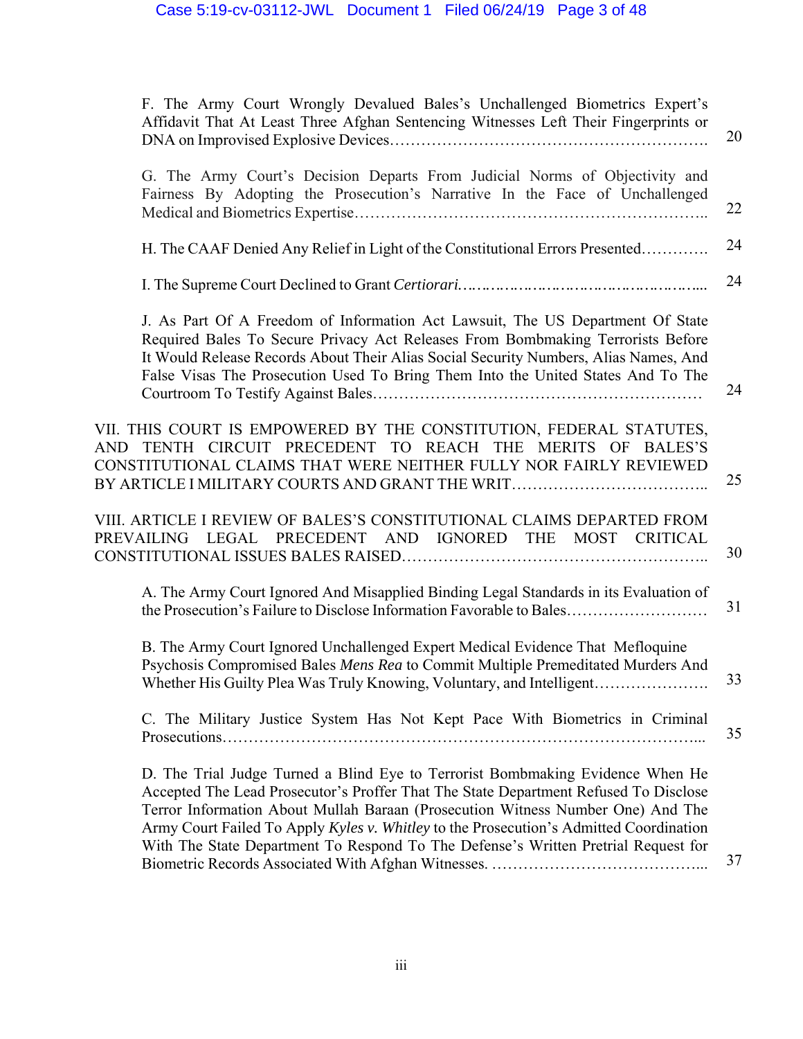F. The Army Court Wrongly Devalued Bales's Unchallenged Biometrics Expert's Affidavit That At Least Three Afghan Sentencing Witnesses Left Their Fingerprints or DNA on Improvised Explosive Devices.......................................................... 20

G. The Army Court's Decision Departs From Judicial Norms of Objectivity and Fairness By Adopting the Prosecution's Narrative In the Face of Unchallenged Medical and Biometrics Expertise.......................................................... 22

H. The CAAF Denied Any Relief in Light of the Constitutional Errors Presented............ 24

I. The Supreme Court Declined to Grant *Certiorari*.............................................. 24

J. As Part Of A Freedom of Information Act Lawsuit, The US Department Of State Required Bales To Secure Privacy Act Releases From Bombmaking Terrorists Before It Would Release Records About Their Alias Social Security Numbers, Alias Names, And False Visas The Prosecution Used To Bring Them Into the United States And To The Courtroom To Testify Against Bales.......................................................... 24

VII. THIS COURT IS EMPOWERED BY THE CONSTITUTION, FEDERAL STATUTES, AND TENTH CIRCUIT PRECEDENT TO REACH THE MERITS OF BALES'S CONSTITUTIONAL CLAIMS THAT WERE NEITHER FULLY NOR FAIRLY REVIEWED BY ARTICLE I MILITARY COURTS AND GRANT THE WRIT.................................. 25

VIII. ARTICLE I REVIEW OF BALES'S CONSTITUTIONAL CLAIMS DEPARTED FROM PREVAILING LEGAL PRECEDENT AND IGNORED THE MOST CRITICAL CONSTITUTIONAL ISSUES BALES RAISED.......................................................... 30

A. The Army Court Ignored And Misapplied Binding Legal Standards in its Evaluation of the Prosecution's Failure to Disclose Information Favorable to Bales.......................... 31

B. The Army Court Ignored Unchallenged Expert Medical Evidence That Mefloquine Psychosis Compromised Bales *Mens Rea* to Commit Multiple Premeditated Murders And Whether His Guilty Plea Was Truly Knowing, Voluntary, and Intelligent.................... 33

C. The Military Justice System Has Not Kept Pace With Biometrics in Criminal Prosecutions.......................................................... 35

D. The Trial Judge Turned a Blind Eye to Terrorist Bombmaking Evidence When He Accepted The Lead Prosecutor's Proffer That The State Department Refused To Disclose Terror Information About Mullah Baraan (Prosecution Witness Number One) And The Army Court Failed To Apply *Kyles v. Whitley* to the Prosecution's Admitted Coordination With The State Department To Respond To The Defense's Written Pretrial Request for Biometric Records Associated With Afghan Witnesses. ....................................... 37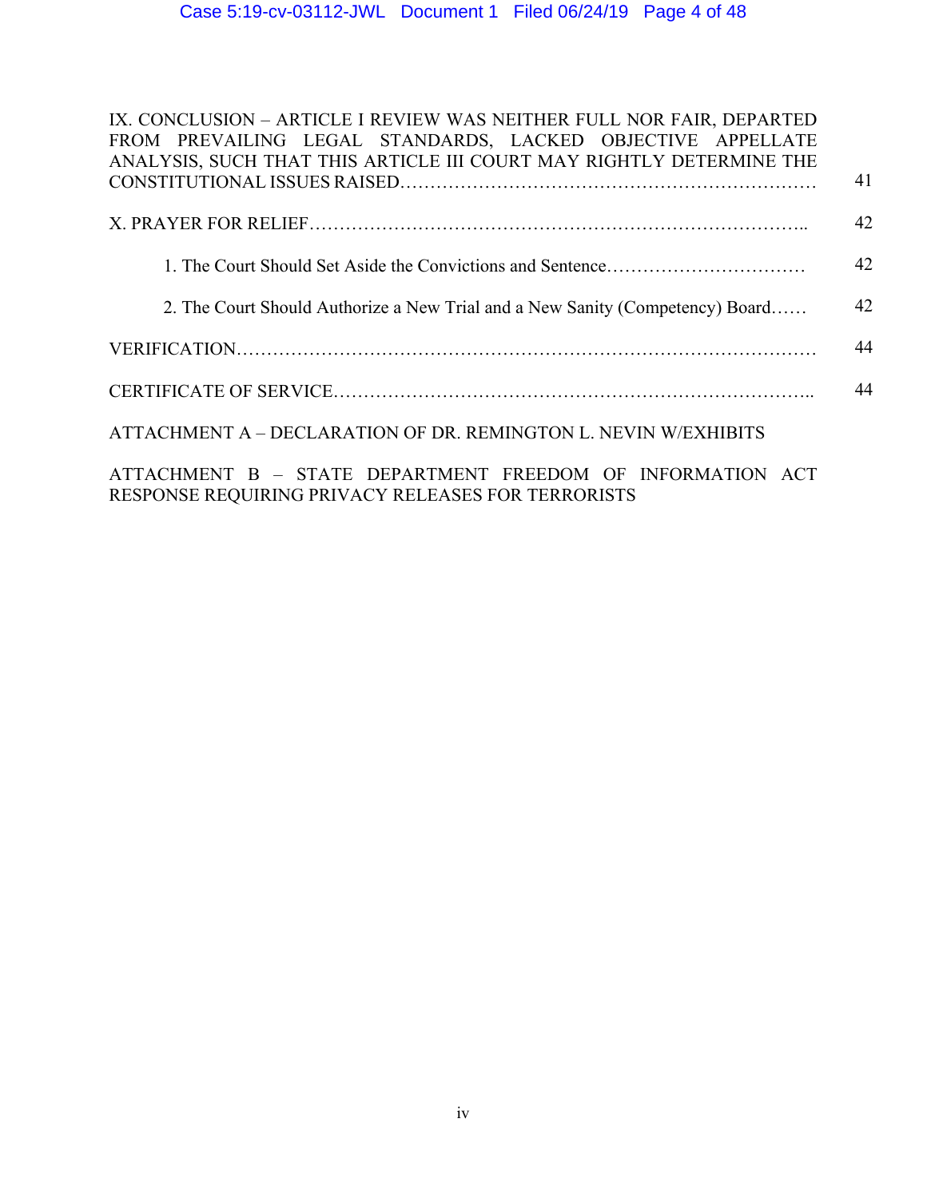IX. CONCLUSION – ARTICLE I REVIEW WAS NEITHER FULL NOR FAIR, DEPARTED FROM PREVAILING LEGAL STANDARDS, LACKED OBJECTIVE APPELLATE ANALYSIS, SUCH THAT THIS ARTICLE III COURT MAY RIGHTLY DETERMINE THE CONSTITUTIONAL ISSUES RAISED………………………………………………………… 41

X. PRAYER FOR RELIEF……………………………………………………………….. 42

1. The Court Should Set Aside the Convictions and Sentence…………………………… 42

2. The Court Should Authorize a New Trial and a New Sanity (Competency) Board…… 42

VERIFICATION………………………………………………………………………… 44

CERTIFICATE OF SERVICE………………………………………………………….. 44

ATTACHMENT A – DECLARATION OF DR. REMINGTON L. NEVIN W/EXHIBITS

ATTACHMENT B – STATE DEPARTMENT FREEDOM OF INFORMATION ACT RESPONSE REQUIRING PRIVACY RELEASES FOR TERRORISTS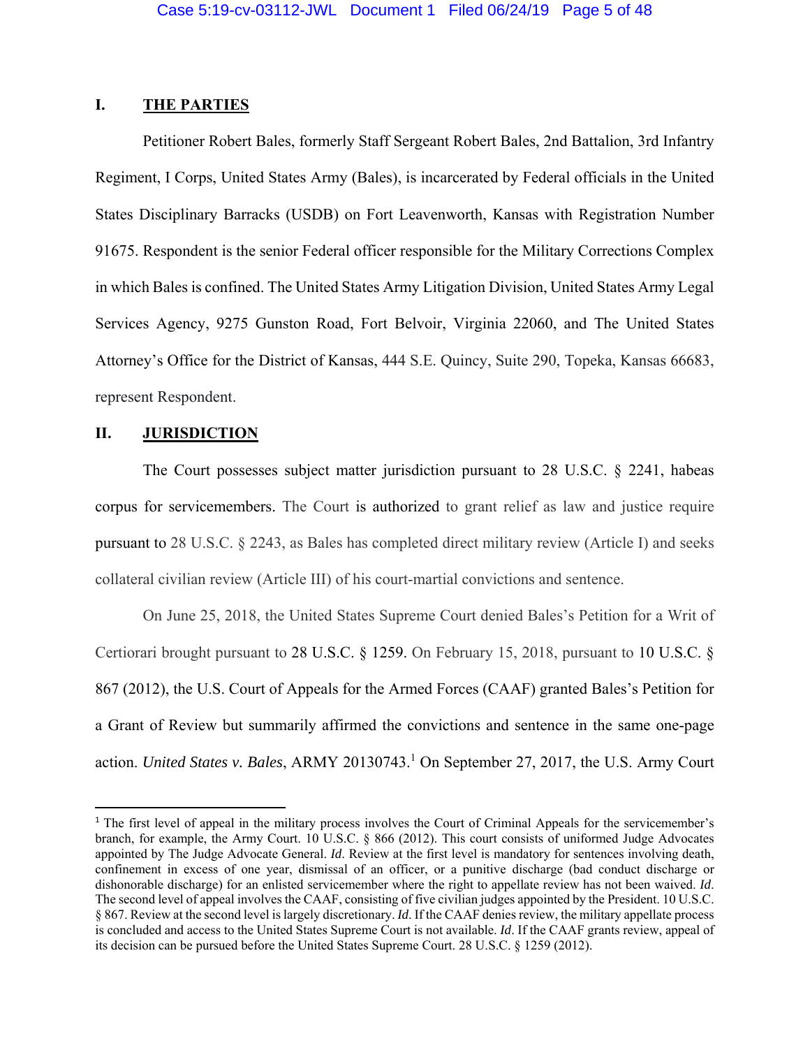## I. THE PARTIES

Petitioner Robert Bales, formerly Staff Sergeant Robert Bales, 2nd Battalion, 3rd Infantry Regiment, I Corps, United States Army (Bales), is incarcerated by Federal officials in the United States Disciplinary Barracks (USDB) on Fort Leavenworth, Kansas with Registration Number 91675. Respondent is the senior Federal officer responsible for the Military Corrections Complex in which Bales is confined. The United States Army Litigation Division, United States Army Legal Services Agency, 9275 Gunston Road, Fort Belvoir, Virginia 22060, and The United States Attorney's Office for the District of Kansas, 444 S.E. Quincy, Suite 290, Topeka, Kansas 66683, represent Respondent.

## II. JURISDICTION

The Court possesses subject matter jurisdiction pursuant to 28 U.S.C. § 2241, habeas corpus for servicemembers. The Court is authorized to grant relief as law and justice require pursuant to 28 U.S.C. § 2243, as Bales has completed direct military review (Article I) and seeks collateral civilian review (Article III) of his court-martial convictions and sentence.

On June 25, 2018, the United States Supreme Court denied Bales's Petition for a Writ of Certiorari brought pursuant to 28 U.S.C. § 1259. On February 15, 2018, pursuant to 10 U.S.C. § 867 (2012), the U.S. Court of Appeals for the Armed Forces (CAAF) granted Bales's Petition for a Grant of Review but summarily affirmed the convictions and sentence in the same one-page action. *United States v. Bales*, ARMY 20130743.[1] On September 27, 2017, the U.S. Army Court

[1] The first level of appeal in the military process involves the Court of Criminal Appeals for the servicemember's branch, for example, the Army Court. 10 U.S.C. § 866 (2012). This court consists of uniformed Judge Advocates appointed by The Judge Advocate General. *Id*. Review at the first level is mandatory for sentences involving death, confinement in excess of one year, dismissal of an officer, or a punitive discharge (bad conduct discharge or dishonorable discharge) for an enlisted servicemember where the right to appellate review has not been waived. *Id*. The second level of appeal involves the CAAF, consisting of five civilian judges appointed by the President. 10 U.S.C. § 867. Review at the second level is largely discretionary. *Id*. If the CAAF denies review, the military appellate process is concluded and access to the United States Supreme Court is not available. *Id*. If the CAAF grants review, appeal of its decision can be pursued before the United States Supreme Court. 28 U.S.C. § 1259 (2012).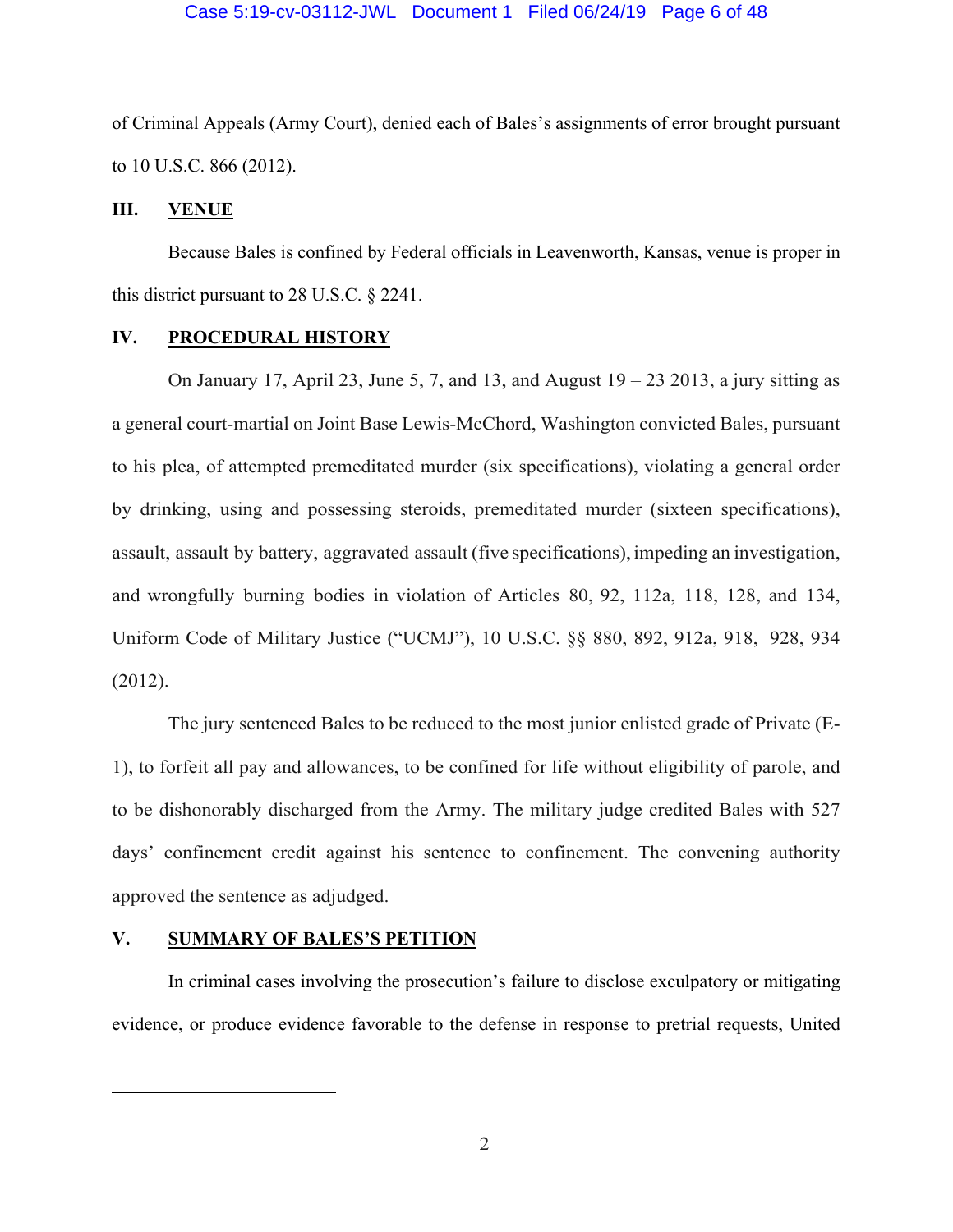of Criminal Appeals (Army Court), denied each of Bales's assignments of error brought pursuant to 10 U.S.C. 866 (2012).

## III. VENUE

Because Bales is confined by Federal officials in Leavenworth, Kansas, venue is proper in this district pursuant to 28 U.S.C. § 2241.

## IV. PROCEDURAL HISTORY

On January 17, April 23, June 5, 7, and 13, and August 19 – 23 2013, a jury sitting as a general court-martial on Joint Base Lewis-McChord, Washington convicted Bales, pursuant to his plea, of attempted premeditated murder (six specifications), violating a general order by drinking, using and possessing steroids, premeditated murder (sixteen specifications), assault, assault by battery, aggravated assault (five specifications), impeding an investigation, and wrongfully burning bodies in violation of Articles 80, 92, 112a, 118, 128, and 134, Uniform Code of Military Justice ("UCMJ"), 10 U.S.C. §§ 880, 892, 912a, 918, 928, 934 (2012).

The jury sentenced Bales to be reduced to the most junior enlisted grade of Private (E-1), to forfeit all pay and allowances, to be confined for life without eligibility of parole, and to be dishonorably discharged from the Army. The military judge credited Bales with 527 days' confinement credit against his sentence to confinement. The convening authority approved the sentence as adjudged.

## V. SUMMARY OF BALES'S PETITION

In criminal cases involving the prosecution's failure to disclose exculpatory or mitigating evidence, or produce evidence favorable to the defense in response to pretrial requests, United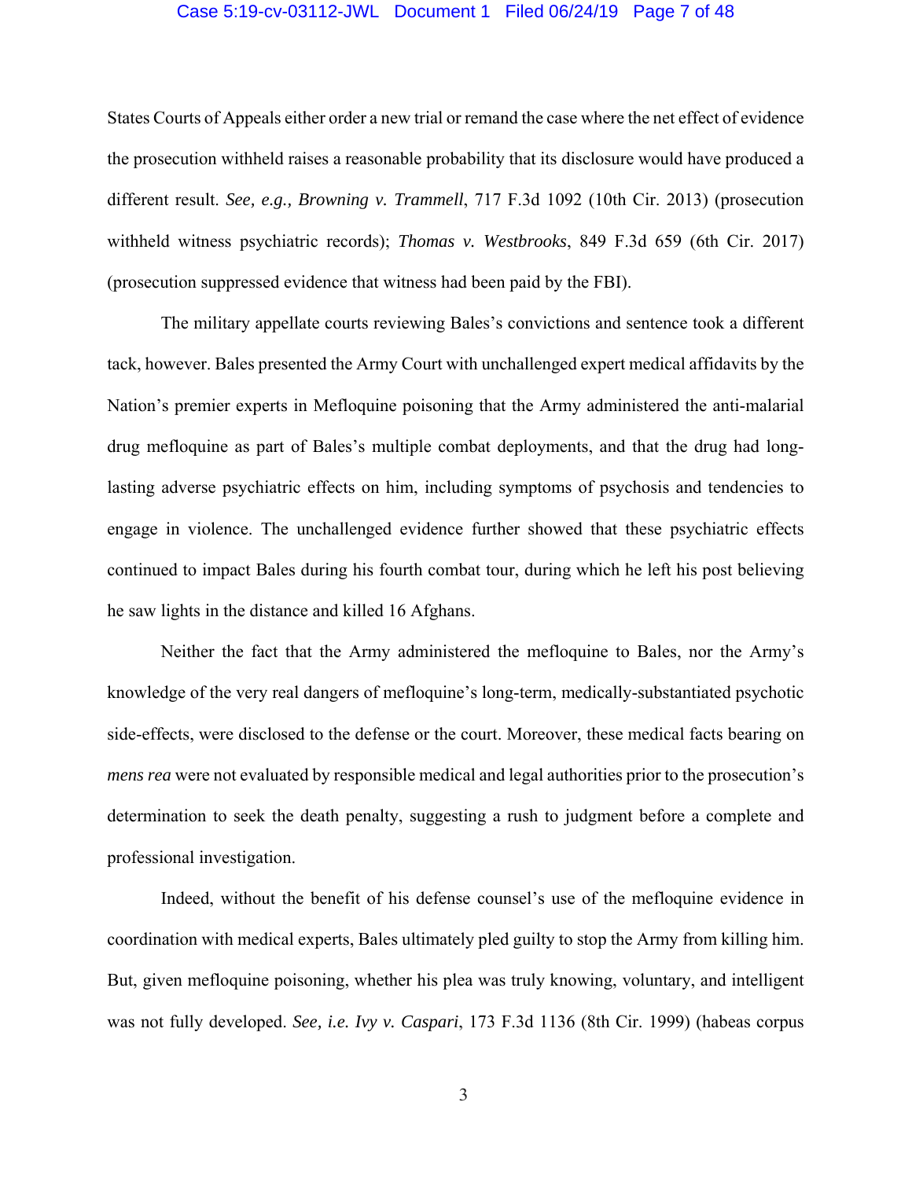States Courts of Appeals either order a new trial or remand the case where the net effect of evidence the prosecution withheld raises a reasonable probability that its disclosure would have produced a different result. *See, e.g., Browning v. Trammell*, 717 F.3d 1092 (10th Cir. 2013) (prosecution withheld witness psychiatric records); *Thomas v. Westbrooks*, 849 F.3d 659 (6th Cir. 2017) (prosecution suppressed evidence that witness had been paid by the FBI).

The military appellate courts reviewing Bales's convictions and sentence took a different tack, however. Bales presented the Army Court with unchallenged expert medical affidavits by the Nation's premier experts in Mefloquine poisoning that the Army administered the anti-malarial drug mefloquine as part of Bales's multiple combat deployments, and that the drug had long-lasting adverse psychiatric effects on him, including symptoms of psychosis and tendencies to engage in violence. The unchallenged evidence further showed that these psychiatric effects continued to impact Bales during his fourth combat tour, during which he left his post believing he saw lights in the distance and killed 16 Afghans.

Neither the fact that the Army administered the mefloquine to Bales, nor the Army's knowledge of the very real dangers of mefloquine's long-term, medically-substantiated psychotic side-effects, were disclosed to the defense or the court. Moreover, these medical facts bearing on *mens rea* were not evaluated by responsible medical and legal authorities prior to the prosecution's determination to seek the death penalty, suggesting a rush to judgment before a complete and professional investigation.

Indeed, without the benefit of his defense counsel's use of the mefloquine evidence in coordination with medical experts, Bales ultimately pled guilty to stop the Army from killing him. But, given mefloquine poisoning, whether his plea was truly knowing, voluntary, and intelligent was not fully developed. *See, i.e. Ivy v. Caspari*, 173 F.3d 1136 (8th Cir. 1999) (habeas corpus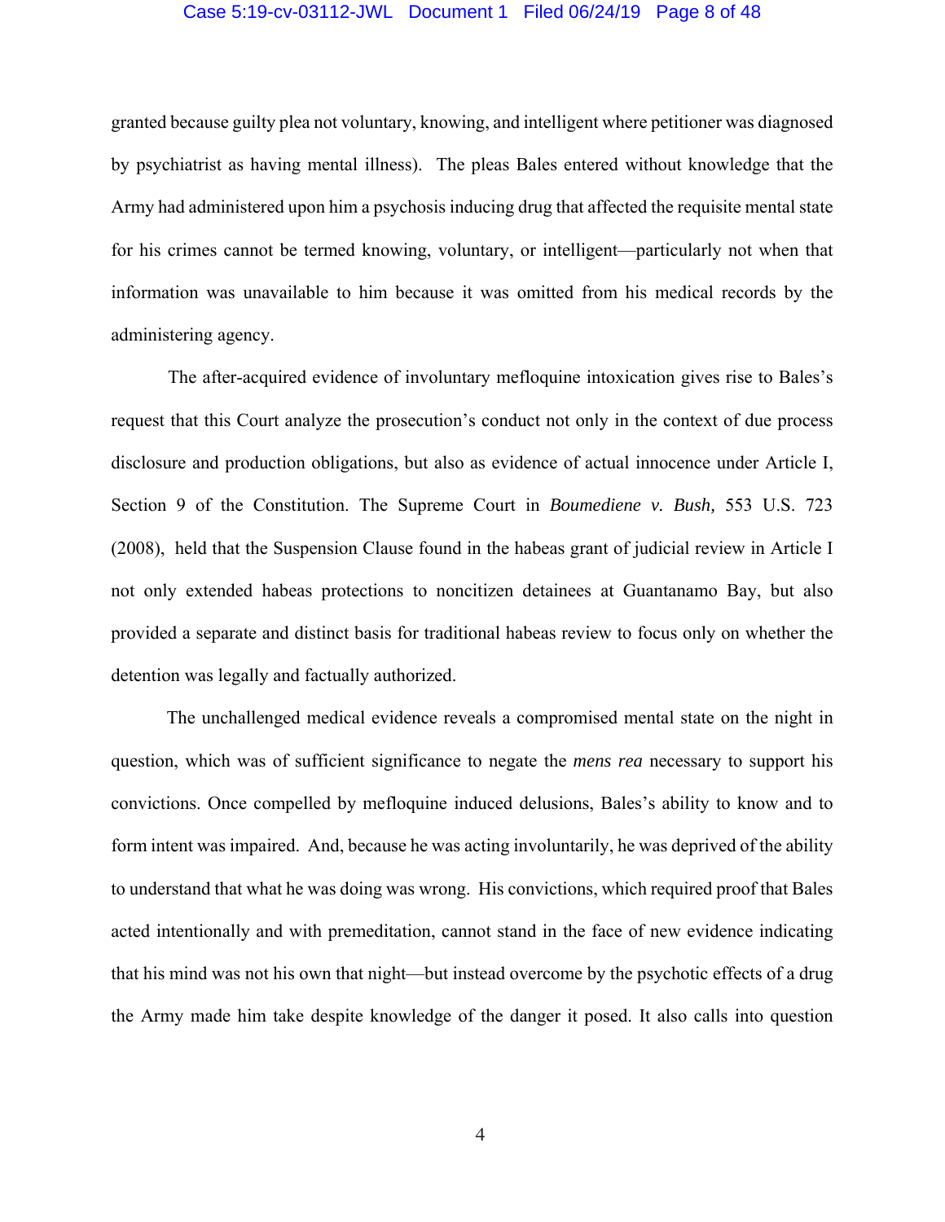granted because guilty plea not voluntary, knowing, and intelligent where petitioner was diagnosed by psychiatrist as having mental illness). The pleas Bales entered without knowledge that the Army had administered upon him a psychosis inducing drug that affected the requisite mental state for his crimes cannot be termed knowing, voluntary, or intelligent—particularly not when that information was unavailable to him because it was omitted from his medical records by the administering agency.

The after-acquired evidence of involuntary mefloquine intoxication gives rise to Bales's request that this Court analyze the prosecution's conduct not only in the context of due process disclosure and production obligations, but also as evidence of actual innocence under Article I, Section 9 of the Constitution. The Supreme Court in *Boumediene v. Bush,* 553 U.S. 723 (2008), held that the Suspension Clause found in the habeas grant of judicial review in Article I not only extended habeas protections to noncitizen detainees at Guantanamo Bay, but also provided a separate and distinct basis for traditional habeas review to focus only on whether the detention was legally and factually authorized.

The unchallenged medical evidence reveals a compromised mental state on the night in question, which was of sufficient significance to negate the *mens rea* necessary to support his convictions. Once compelled by mefloquine induced delusions, Bales's ability to know and to form intent was impaired. And, because he was acting involuntarily, he was deprived of the ability to understand that what he was doing was wrong. His convictions, which required proof that Bales acted intentionally and with premeditation, cannot stand in the face of new evidence indicating that his mind was not his own that night—but instead overcome by the psychotic effects of a drug the Army made him take despite knowledge of the danger it posed. It also calls into question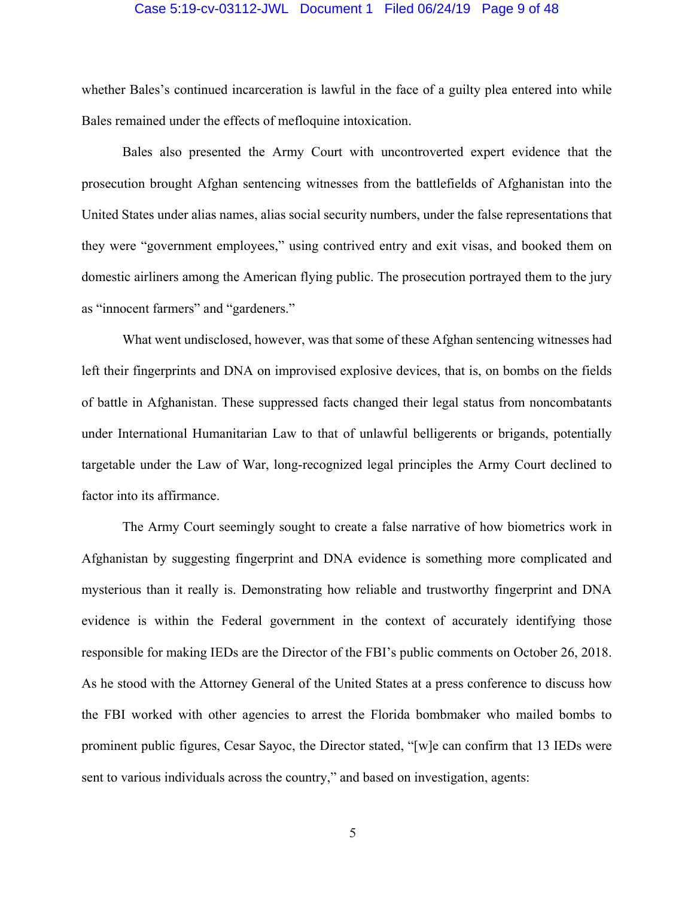whether Bales's continued incarceration is lawful in the face of a guilty plea entered into while Bales remained under the effects of mefloquine intoxication.

Bales also presented the Army Court with uncontroverted expert evidence that the prosecution brought Afghan sentencing witnesses from the battlefields of Afghanistan into the United States under alias names, alias social security numbers, under the false representations that they were "government employees," using contrived entry and exit visas, and booked them on domestic airliners among the American flying public. The prosecution portrayed them to the jury as "innocent farmers" and "gardeners."

What went undisclosed, however, was that some of these Afghan sentencing witnesses had left their fingerprints and DNA on improvised explosive devices, that is, on bombs on the fields of battle in Afghanistan. These suppressed facts changed their legal status from noncombatants under International Humanitarian Law to that of unlawful belligerents or brigands, potentially targetable under the Law of War, long-recognized legal principles the Army Court declined to factor into its affirmance.

The Army Court seemingly sought to create a false narrative of how biometrics work in Afghanistan by suggesting fingerprint and DNA evidence is something more complicated and mysterious than it really is. Demonstrating how reliable and trustworthy fingerprint and DNA evidence is within the Federal government in the context of accurately identifying those responsible for making IEDs are the Director of the FBI's public comments on October 26, 2018. As he stood with the Attorney General of the United States at a press conference to discuss how the FBI worked with other agencies to arrest the Florida bombmaker who mailed bombs to prominent public figures, Cesar Sayoc, the Director stated, "[w]e can confirm that 13 IEDs were sent to various individuals across the country," and based on investigation, agents: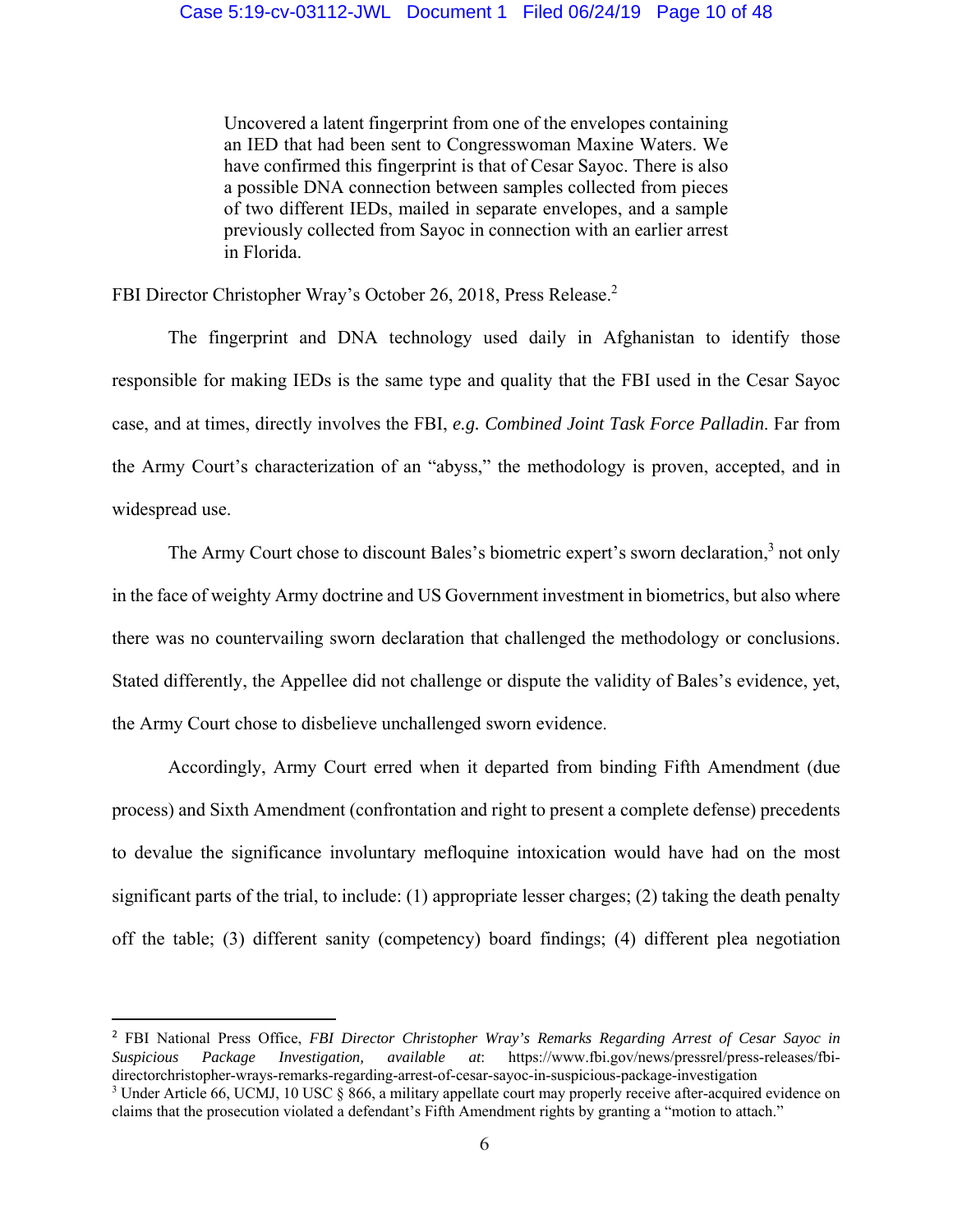> Uncovered a latent fingerprint from one of the envelopes containing an IED that had been sent to Congresswoman Maxine Waters. We have confirmed this fingerprint is that of Cesar Sayoc. There is also a possible DNA connection between samples collected from pieces of two different IEDs, mailed in separate envelopes, and a sample previously collected from Sayoc in connection with an earlier arrest in Florida.

FBI Director Christopher Wray's October 26, 2018, Press Release.[2]

The fingerprint and DNA technology used daily in Afghanistan to identify those responsible for making IEDs is the same type and quality that the FBI used in the Cesar Sayoc case, and at times, directly involves the FBI, *e.g. Combined Joint Task Force Palladin*. Far from the Army Court's characterization of an "abyss," the methodology is proven, accepted, and in widespread use.

The Army Court chose to discount Bales's biometric expert's sworn declaration,[3] not only in the face of weighty Army doctrine and US Government investment in biometrics, but also where there was no countervailing sworn declaration that challenged the methodology or conclusions. Stated differently, the Appellee did not challenge or dispute the validity of Bales's evidence, yet, the Army Court chose to disbelieve unchallenged sworn evidence.

Accordingly, Army Court erred when it departed from binding Fifth Amendment (due process) and Sixth Amendment (confrontation and right to present a complete defense) precedents to devalue the significance involuntary mefloquine intoxication would have had on the most significant parts of the trial, to include: (1) appropriate lesser charges; (2) taking the death penalty off the table; (3) different sanity (competency) board findings; (4) different plea negotiation

---

[2] FBI National Press Office, *FBI Director Christopher Wray's Remarks Regarding Arrest of Cesar Sayoc in Suspicious Package Investigation, available at*: https://www.fbi.gov/news/pressrel/press-releases/fbi-directorchristopher-wrays-remarks-regarding-arrest-of-cesar-sayoc-in-suspicious-package-investigation

[3] Under Article 66, UCMJ, 10 USC § 866, a military appellate court may properly receive after-acquired evidence on claims that the prosecution violated a defendant's Fifth Amendment rights by granting a "motion to attach."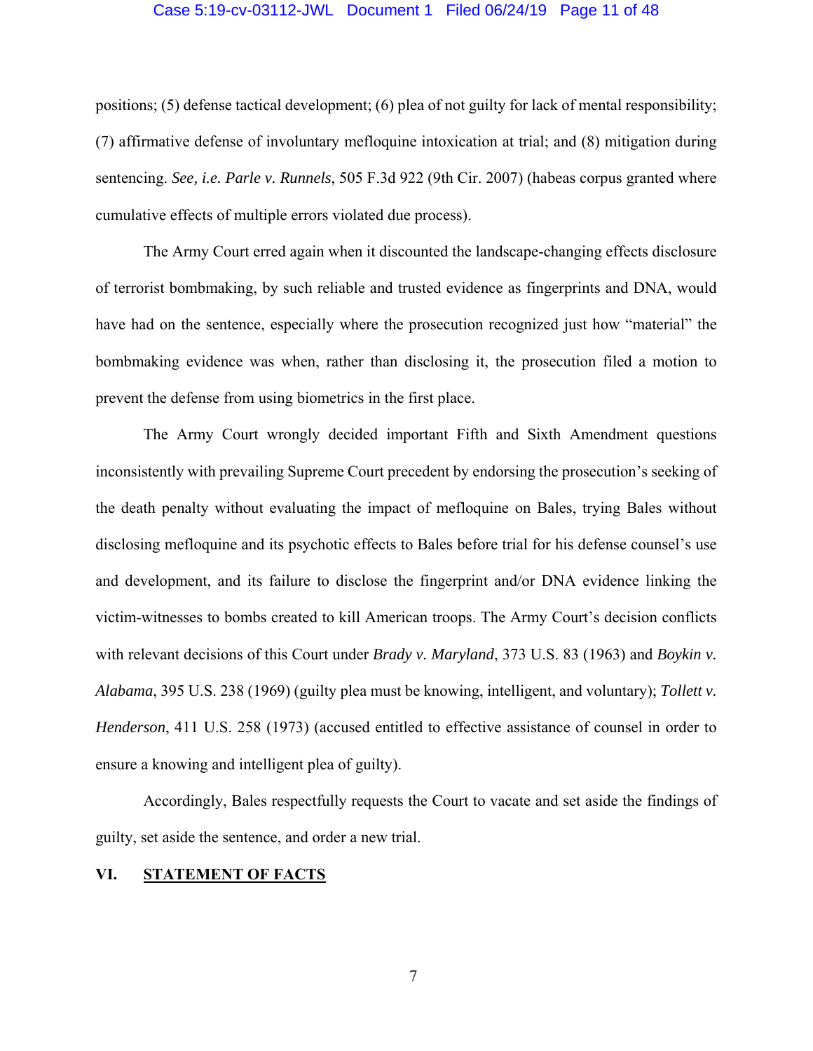positions; (5) defense tactical development; (6) plea of not guilty for lack of mental responsibility; (7) affirmative defense of involuntary mefloquine intoxication at trial; and (8) mitigation during sentencing. *See, i.e. Parle v. Runnels*, 505 F.3d 922 (9th Cir. 2007) (habeas corpus granted where cumulative effects of multiple errors violated due process).

The Army Court erred again when it discounted the landscape-changing effects disclosure of terrorist bombmaking, by such reliable and trusted evidence as fingerprints and DNA, would have had on the sentence, especially where the prosecution recognized just how "material" the bombmaking evidence was when, rather than disclosing it, the prosecution filed a motion to prevent the defense from using biometrics in the first place.

The Army Court wrongly decided important Fifth and Sixth Amendment questions inconsistently with prevailing Supreme Court precedent by endorsing the prosecution's seeking of the death penalty without evaluating the impact of mefloquine on Bales, trying Bales without disclosing mefloquine and its psychotic effects to Bales before trial for his defense counsel's use and development, and its failure to disclose the fingerprint and/or DNA evidence linking the victim-witnesses to bombs created to kill American troops. The Army Court's decision conflicts with relevant decisions of this Court under *Brady v. Maryland*, 373 U.S. 83 (1963) and *Boykin v. Alabama*, 395 U.S. 238 (1969) (guilty plea must be knowing, intelligent, and voluntary); *Tollett v. Henderson*, 411 U.S. 258 (1973) (accused entitled to effective assistance of counsel in order to ensure a knowing and intelligent plea of guilty).

Accordingly, Bales respectfully requests the Court to vacate and set aside the findings of guilty, set aside the sentence, and order a new trial.

## VI. STATEMENT OF FACTS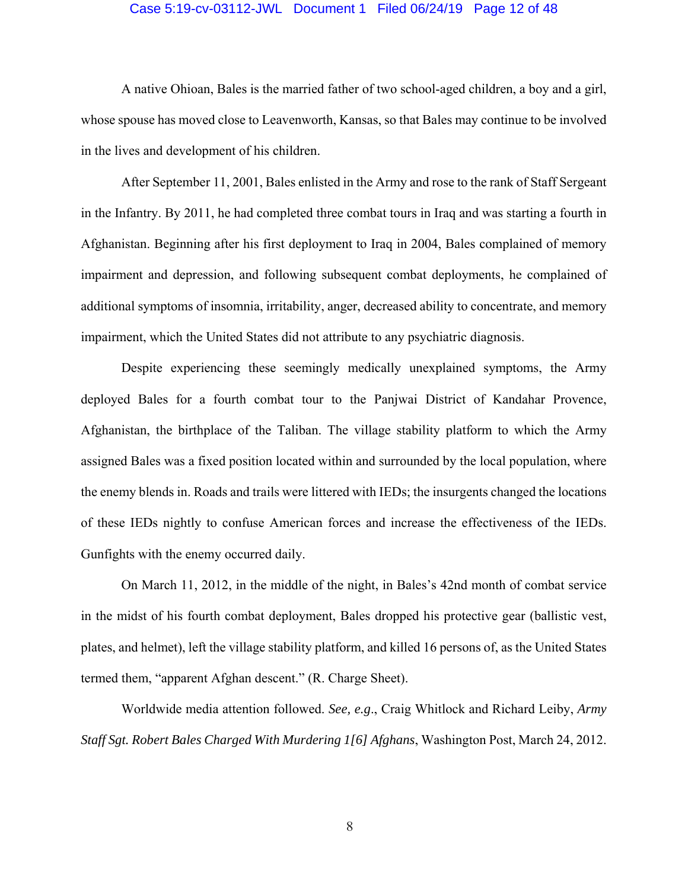A native Ohioan, Bales is the married father of two school-aged children, a boy and a girl, whose spouse has moved close to Leavenworth, Kansas, so that Bales may continue to be involved in the lives and development of his children.

After September 11, 2001, Bales enlisted in the Army and rose to the rank of Staff Sergeant in the Infantry. By 2011, he had completed three combat tours in Iraq and was starting a fourth in Afghanistan. Beginning after his first deployment to Iraq in 2004, Bales complained of memory impairment and depression, and following subsequent combat deployments, he complained of additional symptoms of insomnia, irritability, anger, decreased ability to concentrate, and memory impairment, which the United States did not attribute to any psychiatric diagnosis.

Despite experiencing these seemingly medically unexplained symptoms, the Army deployed Bales for a fourth combat tour to the Panjwai District of Kandahar Provence, Afghanistan, the birthplace of the Taliban. The village stability platform to which the Army assigned Bales was a fixed position located within and surrounded by the local population, where the enemy blends in. Roads and trails were littered with IEDs; the insurgents changed the locations of these IEDs nightly to confuse American forces and increase the effectiveness of the IEDs. Gunfights with the enemy occurred daily.

On March 11, 2012, in the middle of the night, in Bales's 42nd month of combat service in the midst of his fourth combat deployment, Bales dropped his protective gear (ballistic vest, plates, and helmet), left the village stability platform, and killed 16 persons of, as the United States termed them, "apparent Afghan descent." (R. Charge Sheet).

Worldwide media attention followed. *See, e.g*., Craig Whitlock and Richard Leiby, *Army Staff Sgt. Robert Bales Charged With Murdering 1[6] Afghans*, Washington Post, March 24, 2012.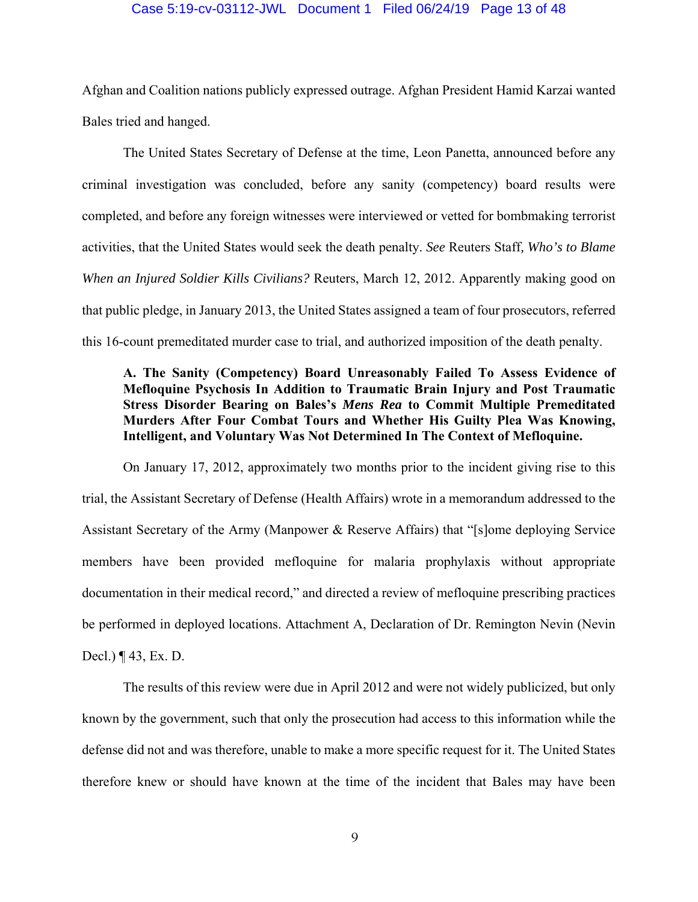Afghan and Coalition nations publicly expressed outrage. Afghan President Hamid Karzai wanted Bales tried and hanged.

The United States Secretary of Defense at the time, Leon Panetta, announced before any criminal investigation was concluded, before any sanity (competency) board results were completed, and before any foreign witnesses were interviewed or vetted for bombmaking terrorist activities, that the United States would seek the death penalty. *See* Reuters Staff, *Who's to Blame When an Injured Soldier Kills Civilians?* Reuters, March 12, 2012. Apparently making good on that public pledge, in January 2013, the United States assigned a team of four prosecutors, referred this 16-count premeditated murder case to trial, and authorized imposition of the death penalty.

**A. The Sanity (Competency) Board Unreasonably Failed To Assess Evidence of Mefloquine Psychosis In Addition to Traumatic Brain Injury and Post Traumatic Stress Disorder Bearing on Bales's *Mens Rea* to Commit Multiple Premeditated Murders After Four Combat Tours and Whether His Guilty Plea Was Knowing, Intelligent, and Voluntary Was Not Determined In The Context of Mefloquine.**

On January 17, 2012, approximately two months prior to the incident giving rise to this trial, the Assistant Secretary of Defense (Health Affairs) wrote in a memorandum addressed to the Assistant Secretary of the Army (Manpower & Reserve Affairs) that "[s]ome deploying Service members have been provided mefloquine for malaria prophylaxis without appropriate documentation in their medical record," and directed a review of mefloquine prescribing practices be performed in deployed locations. Attachment A, Declaration of Dr. Remington Nevin (Nevin Decl.) ¶ 43, Ex. D.

The results of this review were due in April 2012 and were not widely publicized, but only known by the government, such that only the prosecution had access to this information while the defense did not and was therefore, unable to make a more specific request for it. The United States therefore knew or should have known at the time of the incident that Bales may have been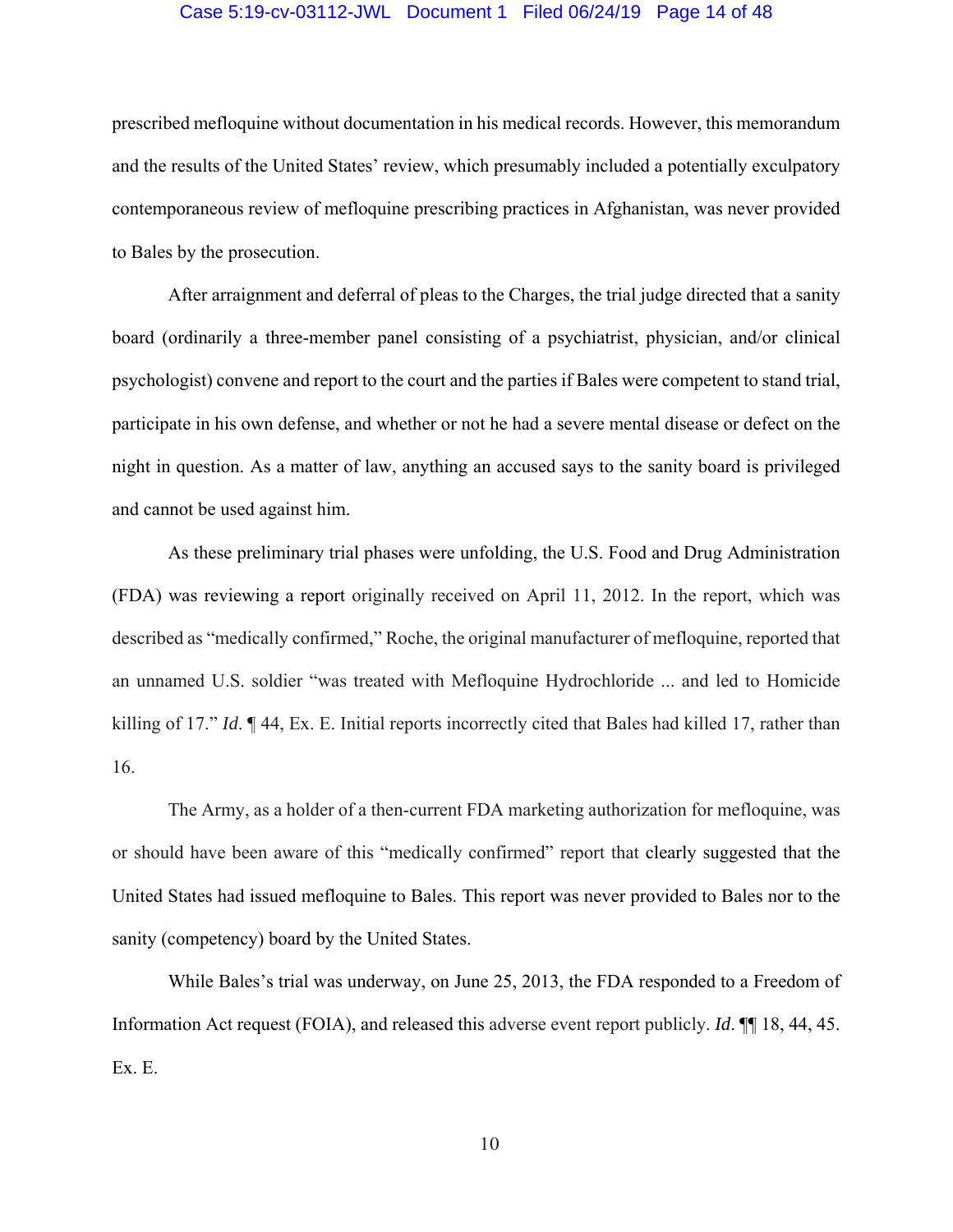prescribed mefloquine without documentation in his medical records. However, this memorandum and the results of the United States' review, which presumably included a potentially exculpatory contemporaneous review of mefloquine prescribing practices in Afghanistan, was never provided to Bales by the prosecution.

After arraignment and deferral of pleas to the Charges, the trial judge directed that a sanity board (ordinarily a three-member panel consisting of a psychiatrist, physician, and/or clinical psychologist) convene and report to the court and the parties if Bales were competent to stand trial, participate in his own defense, and whether or not he had a severe mental disease or defect on the night in question. As a matter of law, anything an accused says to the sanity board is privileged and cannot be used against him.

As these preliminary trial phases were unfolding, the U.S. Food and Drug Administration (FDA) was reviewing a report originally received on April 11, 2012. In the report, which was described as "medically confirmed," Roche, the original manufacturer of mefloquine, reported that an unnamed U.S. soldier "was treated with Mefloquine Hydrochloride ... and led to Homicide killing of 17." *Id*. ¶ 44, Ex. E. Initial reports incorrectly cited that Bales had killed 17, rather than 16.

The Army, as a holder of a then-current FDA marketing authorization for mefloquine, was or should have been aware of this "medically confirmed" report that clearly suggested that the United States had issued mefloquine to Bales. This report was never provided to Bales nor to the sanity (competency) board by the United States.

While Bales's trial was underway, on June 25, 2013, the FDA responded to a Freedom of Information Act request (FOIA), and released this adverse event report publicly. *Id*. ¶¶ 18, 44, 45. Ex. E.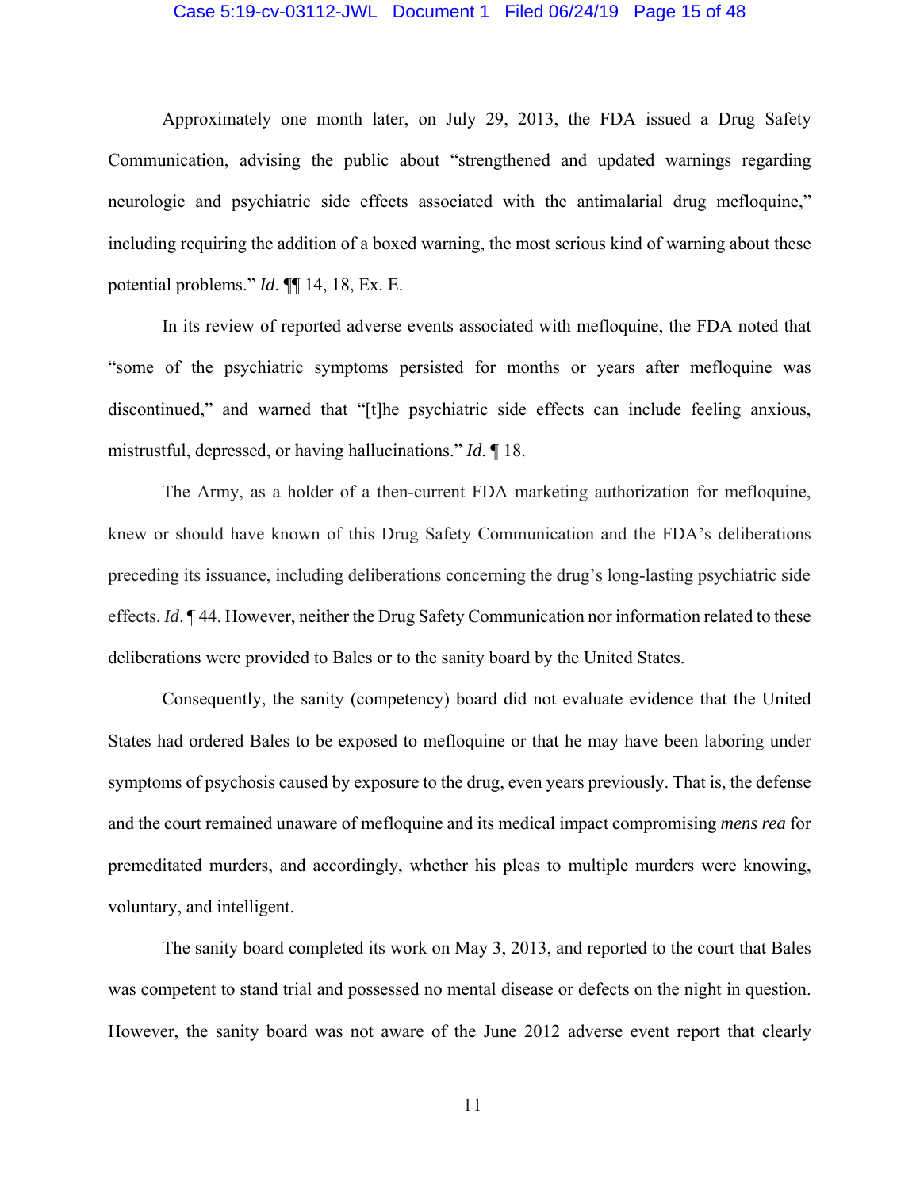Approximately one month later, on July 29, 2013, the FDA issued a Drug Safety Communication, advising the public about "strengthened and updated warnings regarding neurologic and psychiatric side effects associated with the antimalarial drug mefloquine," including requiring the addition of a boxed warning, the most serious kind of warning about these potential problems." *Id*. ¶¶ 14, 18, Ex. E.

In its review of reported adverse events associated with mefloquine, the FDA noted that "some of the psychiatric symptoms persisted for months or years after mefloquine was discontinued," and warned that "[t]he psychiatric side effects can include feeling anxious, mistrustful, depressed, or having hallucinations." *Id*. ¶ 18.

The Army, as a holder of a then-current FDA marketing authorization for mefloquine, knew or should have known of this Drug Safety Communication and the FDA's deliberations preceding its issuance, including deliberations concerning the drug's long-lasting psychiatric side effects. *Id*. ¶ 44. However, neither the Drug Safety Communication nor information related to these deliberations were provided to Bales or to the sanity board by the United States.

Consequently, the sanity (competency) board did not evaluate evidence that the United States had ordered Bales to be exposed to mefloquine or that he may have been laboring under symptoms of psychosis caused by exposure to the drug, even years previously. That is, the defense and the court remained unaware of mefloquine and its medical impact compromising *mens rea* for premeditated murders, and accordingly, whether his pleas to multiple murders were knowing, voluntary, and intelligent.

The sanity board completed its work on May 3, 2013, and reported to the court that Bales was competent to stand trial and possessed no mental disease or defects on the night in question. However, the sanity board was not aware of the June 2012 adverse event report that clearly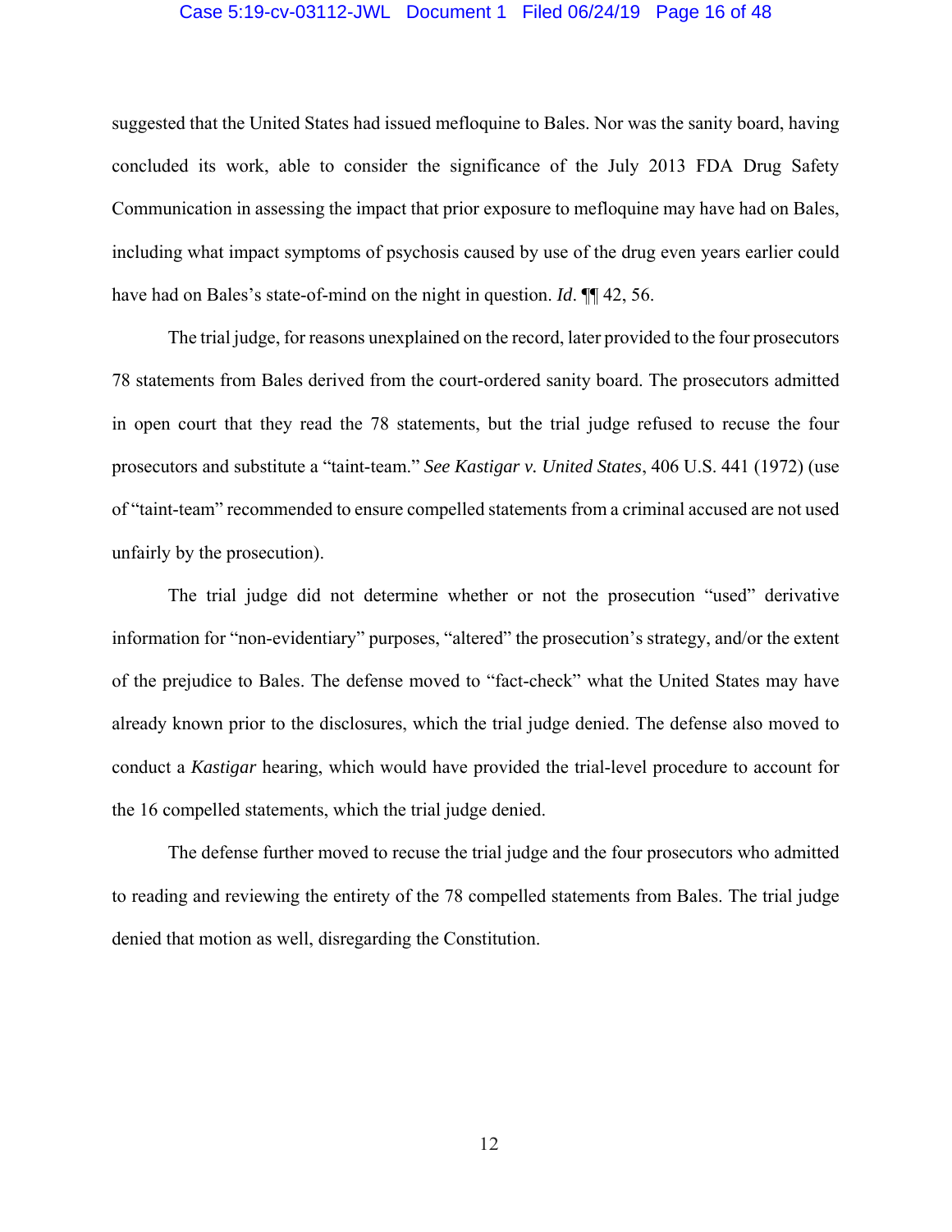suggested that the United States had issued mefloquine to Bales. Nor was the sanity board, having concluded its work, able to consider the significance of the July 2013 FDA Drug Safety Communication in assessing the impact that prior exposure to mefloquine may have had on Bales, including what impact symptoms of psychosis caused by use of the drug even years earlier could have had on Bales's state-of-mind on the night in question. *Id*. ¶¶ 42, 56.

The trial judge, for reasons unexplained on the record, later provided to the four prosecutors 78 statements from Bales derived from the court-ordered sanity board. The prosecutors admitted in open court that they read the 78 statements, but the trial judge refused to recuse the four prosecutors and substitute a "taint-team." *See Kastigar v. United States*, 406 U.S. 441 (1972) (use of "taint-team" recommended to ensure compelled statements from a criminal accused are not used unfairly by the prosecution).

The trial judge did not determine whether or not the prosecution "used" derivative information for "non-evidentiary" purposes, "altered" the prosecution's strategy, and/or the extent of the prejudice to Bales. The defense moved to "fact-check" what the United States may have already known prior to the disclosures, which the trial judge denied. The defense also moved to conduct a *Kastigar* hearing, which would have provided the trial-level procedure to account for the 16 compelled statements, which the trial judge denied.

The defense further moved to recuse the trial judge and the four prosecutors who admitted to reading and reviewing the entirety of the 78 compelled statements from Bales. The trial judge denied that motion as well, disregarding the Constitution.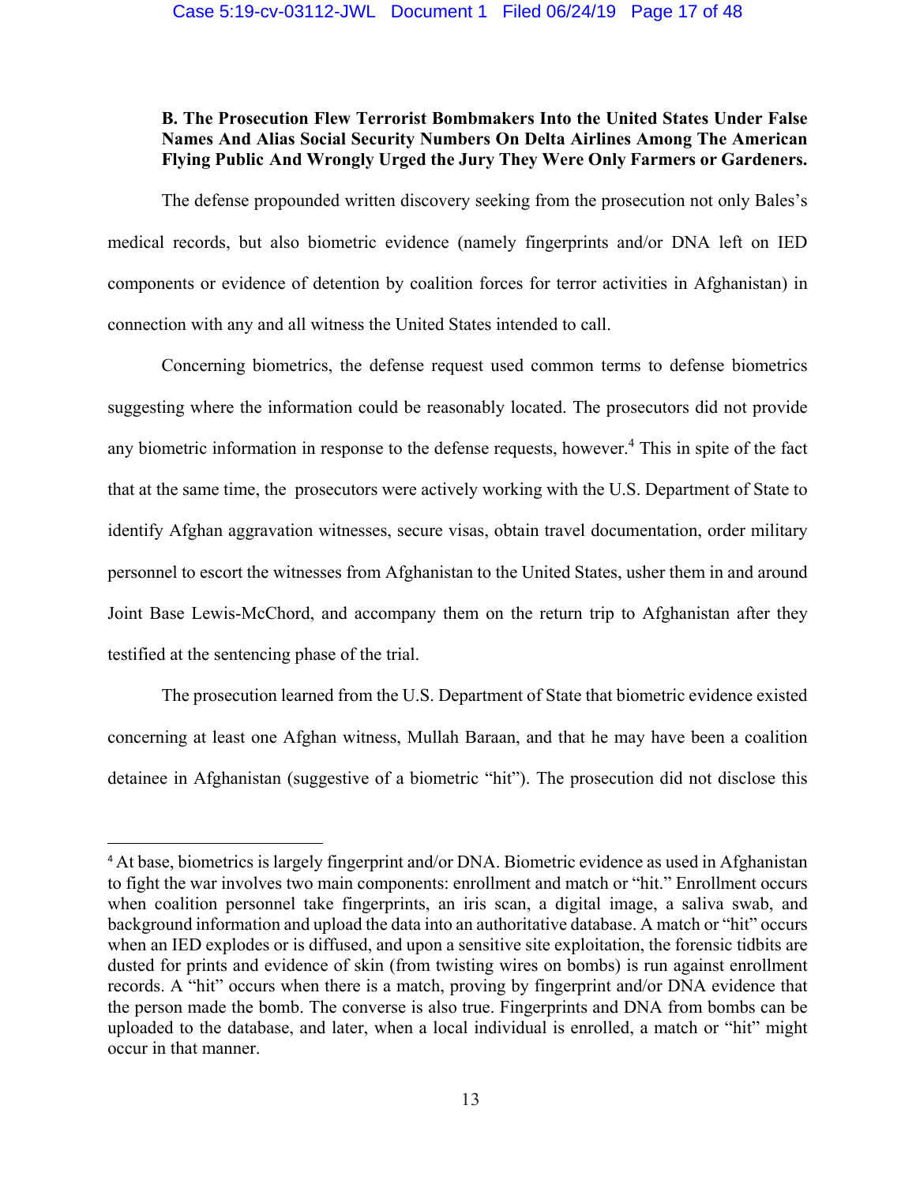**B. The Prosecution Flew Terrorist Bombmakers Into the United States Under False Names And Alias Social Security Numbers On Delta Airlines Among The American Flying Public And Wrongly Urged the Jury They Were Only Farmers or Gardeners.**

The defense propounded written discovery seeking from the prosecution not only Bales's medical records, but also biometric evidence (namely fingerprints and/or DNA left on IED components or evidence of detention by coalition forces for terror activities in Afghanistan) in connection with any and all witness the United States intended to call.

Concerning biometrics, the defense request used common terms to defense biometrics suggesting where the information could be reasonably located. The prosecutors did not provide any biometric information in response to the defense requests, however.[4] This in spite of the fact that at the same time, the prosecutors were actively working with the U.S. Department of State to identify Afghan aggravation witnesses, secure visas, obtain travel documentation, order military personnel to escort the witnesses from Afghanistan to the United States, usher them in and around Joint Base Lewis-McChord, and accompany them on the return trip to Afghanistan after they testified at the sentencing phase of the trial.

The prosecution learned from the U.S. Department of State that biometric evidence existed concerning at least one Afghan witness, Mullah Baraan, and that he may have been a coalition detainee in Afghanistan (suggestive of a biometric "hit"). The prosecution did not disclose this

---

[4] At base, biometrics is largely fingerprint and/or DNA. Biometric evidence as used in Afghanistan to fight the war involves two main components: enrollment and match or "hit." Enrollment occurs when coalition personnel take fingerprints, an iris scan, a digital image, a saliva swab, and background information and upload the data into an authoritative database. A match or "hit" occurs when an IED explodes or is diffused, and upon a sensitive site exploitation, the forensic tidbits are dusted for prints and evidence of skin (from twisting wires on bombs) is run against enrollment records. A "hit" occurs when there is a match, proving by fingerprint and/or DNA evidence that the person made the bomb. The converse is also true. Fingerprints and DNA from bombs can be uploaded to the database, and later, when a local individual is enrolled, a match or "hit" might occur in that manner.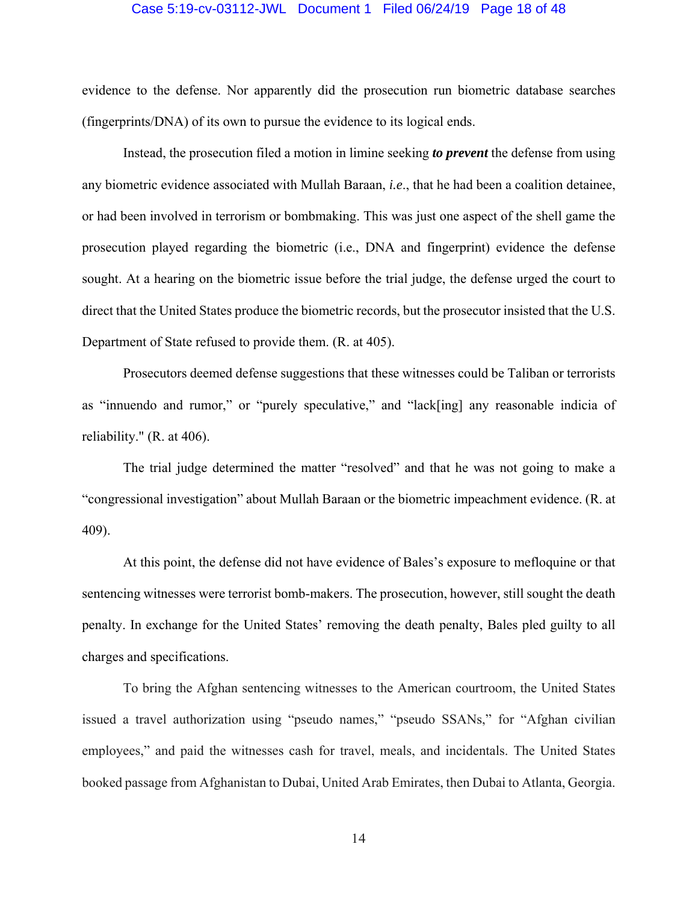evidence to the defense. Nor apparently did the prosecution run biometric database searches (fingerprints/DNA) of its own to pursue the evidence to its logical ends.

Instead, the prosecution filed a motion in limine seeking ***to prevent*** the defense from using any biometric evidence associated with Mullah Baraan, *i.e*., that he had been a coalition detainee, or had been involved in terrorism or bombmaking. This was just one aspect of the shell game the prosecution played regarding the biometric (i.e., DNA and fingerprint) evidence the defense sought. At a hearing on the biometric issue before the trial judge, the defense urged the court to direct that the United States produce the biometric records, but the prosecutor insisted that the U.S. Department of State refused to provide them. (R. at 405).

Prosecutors deemed defense suggestions that these witnesses could be Taliban or terrorists as "innuendo and rumor," or "purely speculative," and "lack[ing] any reasonable indicia of reliability." (R. at 406).

The trial judge determined the matter "resolved" and that he was not going to make a "congressional investigation" about Mullah Baraan or the biometric impeachment evidence. (R. at 409).

At this point, the defense did not have evidence of Bales's exposure to mefloquine or that sentencing witnesses were terrorist bomb-makers. The prosecution, however, still sought the death penalty. In exchange for the United States' removing the death penalty, Bales pled guilty to all charges and specifications.

To bring the Afghan sentencing witnesses to the American courtroom, the United States issued a travel authorization using "pseudo names," "pseudo SSANs," for "Afghan civilian employees," and paid the witnesses cash for travel, meals, and incidentals. The United States booked passage from Afghanistan to Dubai, United Arab Emirates, then Dubai to Atlanta, Georgia.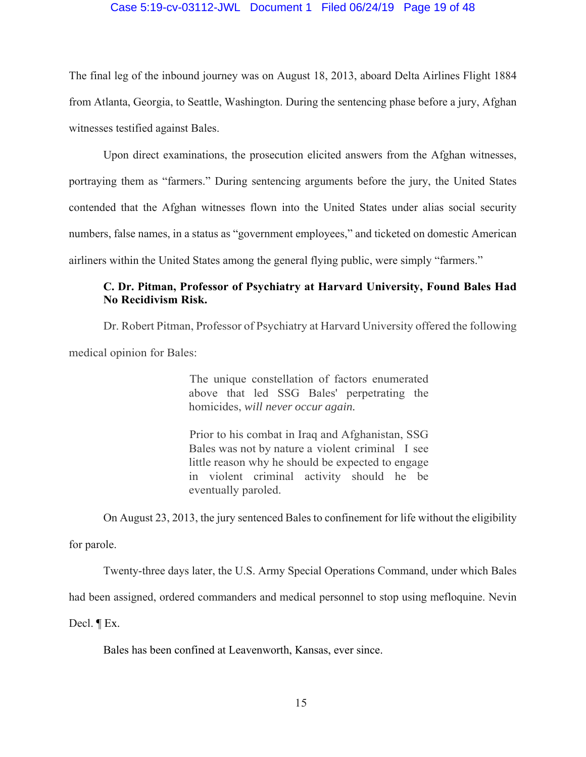The final leg of the inbound journey was on August 18, 2013, aboard Delta Airlines Flight 1884 from Atlanta, Georgia, to Seattle, Washington. During the sentencing phase before a jury, Afghan witnesses testified against Bales.

Upon direct examinations, the prosecution elicited answers from the Afghan witnesses, portraying them as "farmers." During sentencing arguments before the jury, the United States contended that the Afghan witnesses flown into the United States under alias social security numbers, false names, in a status as "government employees," and ticketed on domestic American airliners within the United States among the general flying public, were simply "farmers."

**C. Dr. Pitman, Professor of Psychiatry at Harvard University, Found Bales Had No Recidivism Risk.**

Dr. Robert Pitman, Professor of Psychiatry at Harvard University offered the following medical opinion for Bales:

> The unique constellation of factors enumerated above that led SSG Bales' perpetrating the homicides, *will never occur again.*
>
> Prior to his combat in Iraq and Afghanistan, SSG Bales was not by nature a violent criminal I see little reason why he should be expected to engage in violent criminal activity should he be eventually paroled.

On August 23, 2013, the jury sentenced Bales to confinement for life without the eligibility for parole.

Twenty-three days later, the U.S. Army Special Operations Command, under which Bales had been assigned, ordered commanders and medical personnel to stop using mefloquine. Nevin Decl. ¶ Ex.

Bales has been confined at Leavenworth, Kansas, ever since.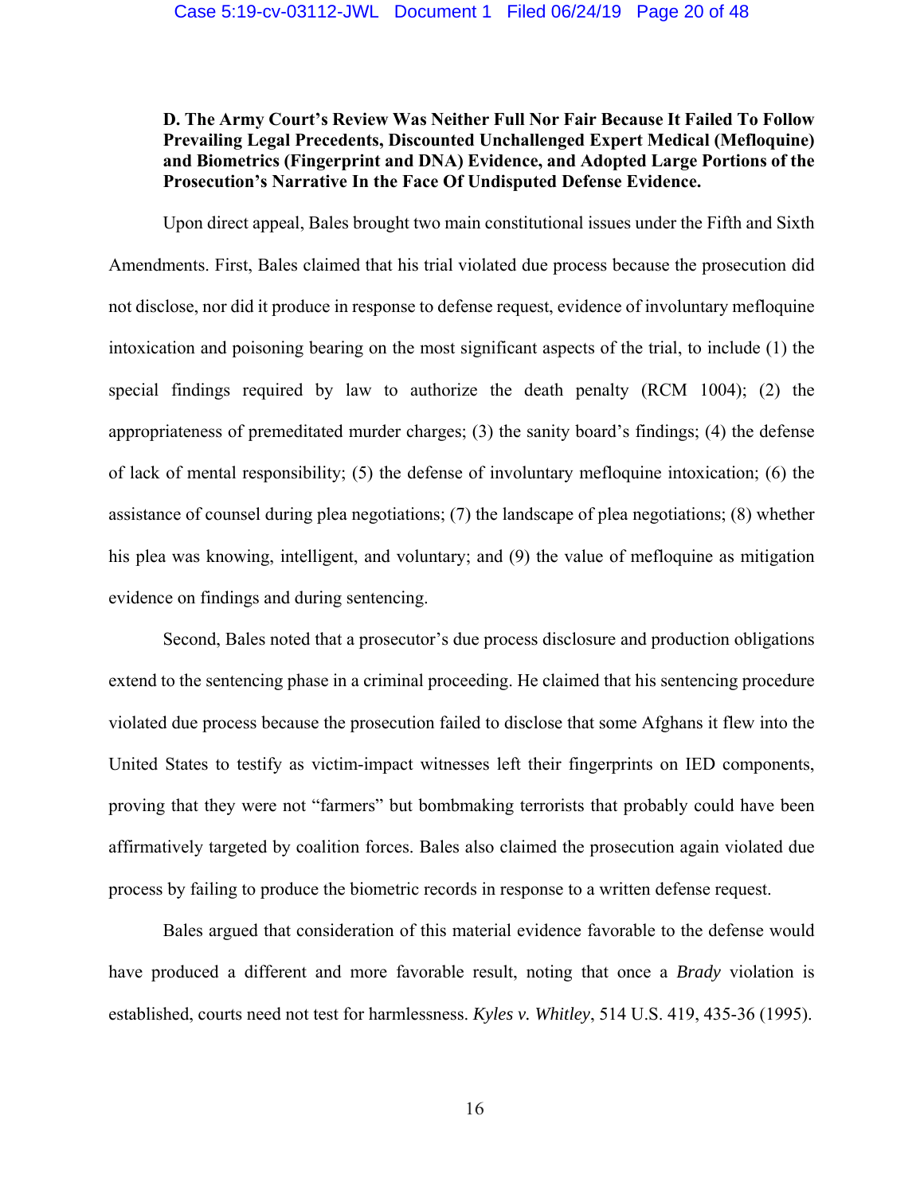**D. The Army Court's Review Was Neither Full Nor Fair Because It Failed To Follow Prevailing Legal Precedents, Discounted Unchallenged Expert Medical (Mefloquine) and Biometrics (Fingerprint and DNA) Evidence, and Adopted Large Portions of the Prosecution's Narrative In the Face Of Undisputed Defense Evidence.**

Upon direct appeal, Bales brought two main constitutional issues under the Fifth and Sixth Amendments. First, Bales claimed that his trial violated due process because the prosecution did not disclose, nor did it produce in response to defense request, evidence of involuntary mefloquine intoxication and poisoning bearing on the most significant aspects of the trial, to include (1) the special findings required by law to authorize the death penalty (RCM 1004); (2) the appropriateness of premeditated murder charges; (3) the sanity board's findings; (4) the defense of lack of mental responsibility; (5) the defense of involuntary mefloquine intoxication; (6) the assistance of counsel during plea negotiations; (7) the landscape of plea negotiations; (8) whether his plea was knowing, intelligent, and voluntary; and (9) the value of mefloquine as mitigation evidence on findings and during sentencing.

Second, Bales noted that a prosecutor's due process disclosure and production obligations extend to the sentencing phase in a criminal proceeding. He claimed that his sentencing procedure violated due process because the prosecution failed to disclose that some Afghans it flew into the United States to testify as victim-impact witnesses left their fingerprints on IED components, proving that they were not "farmers" but bombmaking terrorists that probably could have been affirmatively targeted by coalition forces. Bales also claimed the prosecution again violated due process by failing to produce the biometric records in response to a written defense request.

Bales argued that consideration of this material evidence favorable to the defense would have produced a different and more favorable result, noting that once a *Brady* violation is established, courts need not test for harmlessness. *Kyles v. Whitley*, 514 U.S. 419, 435-36 (1995).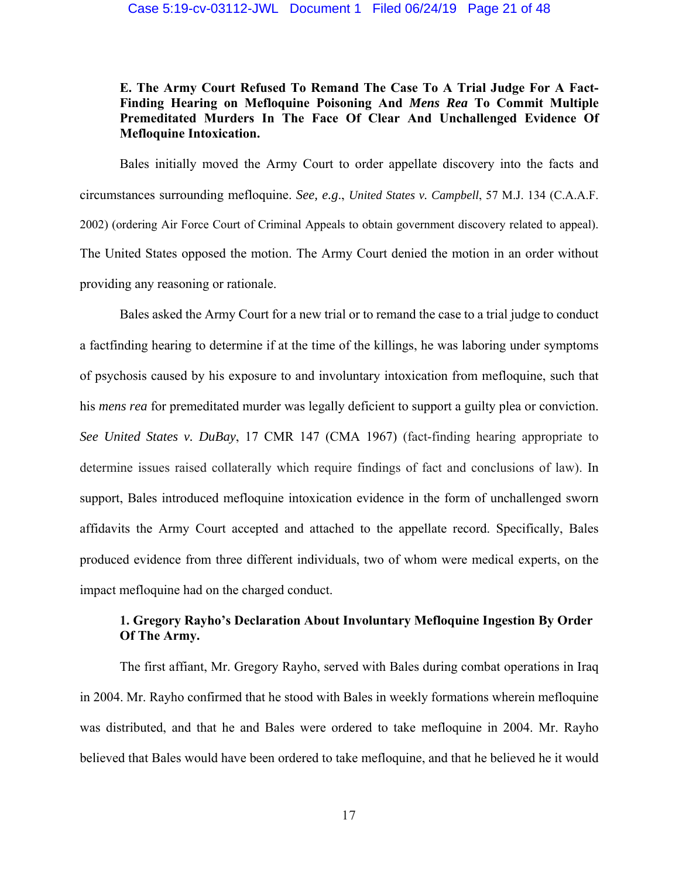**E. The Army Court Refused To Remand The Case To A Trial Judge For A Fact-Finding Hearing on Mefloquine Poisoning And *Mens Rea* To Commit Multiple Premeditated Murders In The Face Of Clear And Unchallenged Evidence Of Mefloquine Intoxication.**

Bales initially moved the Army Court to order appellate discovery into the facts and circumstances surrounding mefloquine. *See, e.g*., *United States v. Campbell*, 57 M.J. 134 (C.A.A.F. 2002) (ordering Air Force Court of Criminal Appeals to obtain government discovery related to appeal). The United States opposed the motion. The Army Court denied the motion in an order without providing any reasoning or rationale.

Bales asked the Army Court for a new trial or to remand the case to a trial judge to conduct a factfinding hearing to determine if at the time of the killings, he was laboring under symptoms of psychosis caused by his exposure to and involuntary intoxication from mefloquine, such that his *mens rea* for premeditated murder was legally deficient to support a guilty plea or conviction. *See United States v. DuBay*, 17 CMR 147 (CMA 1967) (fact-finding hearing appropriate to determine issues raised collaterally which require findings of fact and conclusions of law). In support, Bales introduced mefloquine intoxication evidence in the form of unchallenged sworn affidavits the Army Court accepted and attached to the appellate record. Specifically, Bales produced evidence from three different individuals, two of whom were medical experts, on the impact mefloquine had on the charged conduct.

**1. Gregory Rayho's Declaration About Involuntary Mefloquine Ingestion By Order Of The Army.**

The first affiant, Mr. Gregory Rayho, served with Bales during combat operations in Iraq in 2004. Mr. Rayho confirmed that he stood with Bales in weekly formations wherein mefloquine was distributed, and that he and Bales were ordered to take mefloquine in 2004. Mr. Rayho believed that Bales would have been ordered to take mefloquine, and that he believed he it would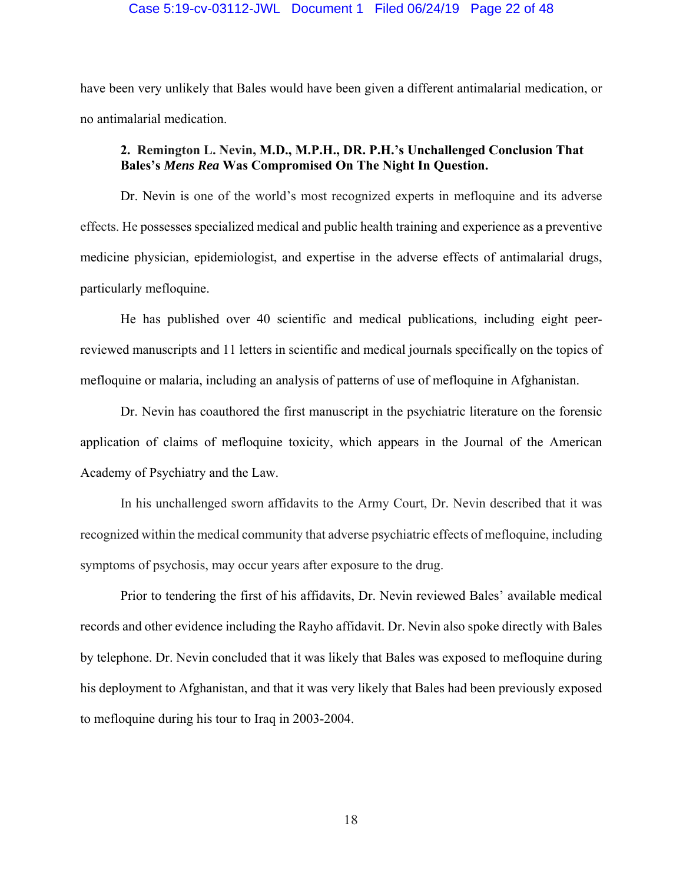have been very unlikely that Bales would have been given a different antimalarial medication, or no antimalarial medication.

### 2. Remington L. Nevin, M.D., M.P.H., DR. P.H.'s Unchallenged Conclusion That Bales's *Mens Rea* Was Compromised On The Night In Question.

Dr. Nevin is one of the world's most recognized experts in mefloquine and its adverse effects. He possesses specialized medical and public health training and experience as a preventive medicine physician, epidemiologist, and expertise in the adverse effects of antimalarial drugs, particularly mefloquine.

He has published over 40 scientific and medical publications, including eight peer-reviewed manuscripts and 11 letters in scientific and medical journals specifically on the topics of mefloquine or malaria, including an analysis of patterns of use of mefloquine in Afghanistan.

Dr. Nevin has coauthored the first manuscript in the psychiatric literature on the forensic application of claims of mefloquine toxicity, which appears in the Journal of the American Academy of Psychiatry and the Law.

In his unchallenged sworn affidavits to the Army Court, Dr. Nevin described that it was recognized within the medical community that adverse psychiatric effects of mefloquine, including symptoms of psychosis, may occur years after exposure to the drug.

Prior to tendering the first of his affidavits, Dr. Nevin reviewed Bales' available medical records and other evidence including the Rayho affidavit. Dr. Nevin also spoke directly with Bales by telephone. Dr. Nevin concluded that it was likely that Bales was exposed to mefloquine during his deployment to Afghanistan, and that it was very likely that Bales had been previously exposed to mefloquine during his tour to Iraq in 2003-2004.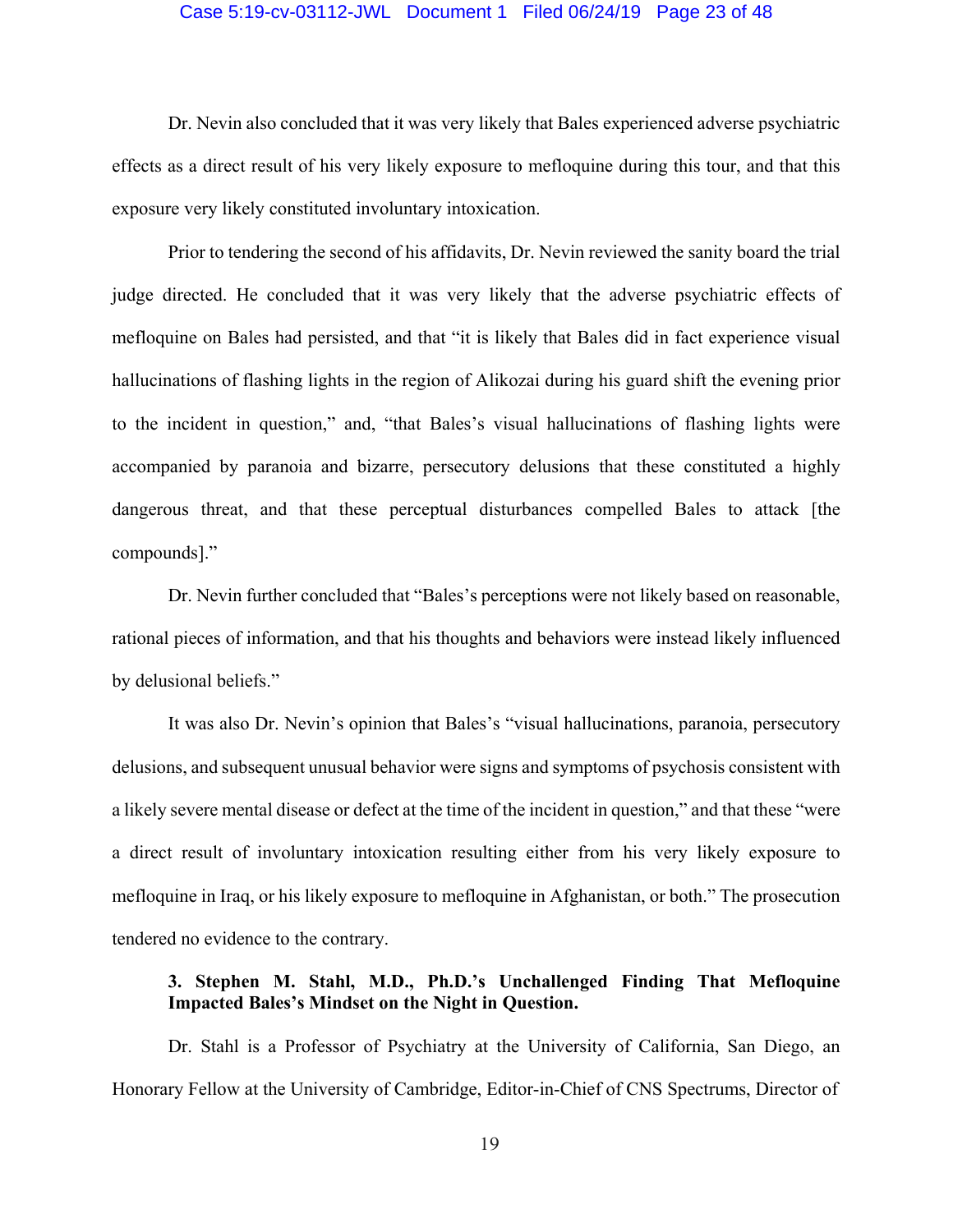Dr. Nevin also concluded that it was very likely that Bales experienced adverse psychiatric effects as a direct result of his very likely exposure to mefloquine during this tour, and that this exposure very likely constituted involuntary intoxication.

Prior to tendering the second of his affidavits, Dr. Nevin reviewed the sanity board the trial judge directed. He concluded that it was very likely that the adverse psychiatric effects of mefloquine on Bales had persisted, and that "it is likely that Bales did in fact experience visual hallucinations of flashing lights in the region of Alikozai during his guard shift the evening prior to the incident in question," and, "that Bales's visual hallucinations of flashing lights were accompanied by paranoia and bizarre, persecutory delusions that these constituted a highly dangerous threat, and that these perceptual disturbances compelled Bales to attack [the compounds]."

Dr. Nevin further concluded that "Bales's perceptions were not likely based on reasonable, rational pieces of information, and that his thoughts and behaviors were instead likely influenced by delusional beliefs."

It was also Dr. Nevin's opinion that Bales's "visual hallucinations, paranoia, persecutory delusions, and subsequent unusual behavior were signs and symptoms of psychosis consistent with a likely severe mental disease or defect at the time of the incident in question," and that these "were a direct result of involuntary intoxication resulting either from his very likely exposure to mefloquine in Iraq, or his likely exposure to mefloquine in Afghanistan, or both." The prosecution tendered no evidence to the contrary.

**3. Stephen M. Stahl, M.D., Ph.D.'s Unchallenged Finding That Mefloquine Impacted Bales's Mindset on the Night in Question.**

Dr. Stahl is a Professor of Psychiatry at the University of California, San Diego, an Honorary Fellow at the University of Cambridge, Editor-in-Chief of CNS Spectrums, Director of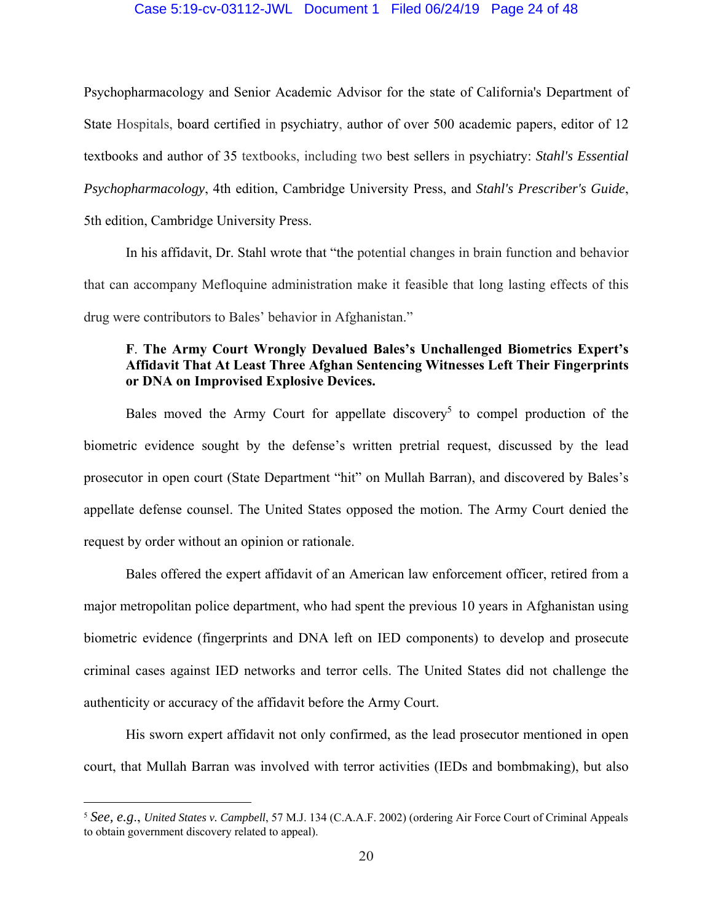Psychopharmacology and Senior Academic Advisor for the state of California's Department of State Hospitals, board certified in psychiatry, author of over 500 academic papers, editor of 12 textbooks and author of 35 textbooks, including two best sellers in psychiatry: *Stahl's Essential Psychopharmacology*, 4th edition, Cambridge University Press, and *Stahl's Prescriber's Guide*, 5th edition, Cambridge University Press.

In his affidavit, Dr. Stahl wrote that "the potential changes in brain function and behavior that can accompany Mefloquine administration make it feasible that long lasting effects of this drug were contributors to Bales' behavior in Afghanistan."

**F. The Army Court Wrongly Devalued Bales's Unchallenged Biometrics Expert's Affidavit That At Least Three Afghan Sentencing Witnesses Left Their Fingerprints or DNA on Improvised Explosive Devices.**

Bales moved the Army Court for appellate discovery[5] to compel production of the biometric evidence sought by the defense's written pretrial request, discussed by the lead prosecutor in open court (State Department "hit" on Mullah Barran), and discovered by Bales's appellate defense counsel. The United States opposed the motion. The Army Court denied the request by order without an opinion or rationale.

Bales offered the expert affidavit of an American law enforcement officer, retired from a major metropolitan police department, who had spent the previous 10 years in Afghanistan using biometric evidence (fingerprints and DNA left on IED components) to develop and prosecute criminal cases against IED networks and terror cells. The United States did not challenge the authenticity or accuracy of the affidavit before the Army Court.

His sworn expert affidavit not only confirmed, as the lead prosecutor mentioned in open court, that Mullah Barran was involved with terror activities (IEDs and bombmaking), but also

---

[5] *See, e.g.*, *United States v. Campbell*, 57 M.J. 134 (C.A.A.F. 2002) (ordering Air Force Court of Criminal Appeals to obtain government discovery related to appeal).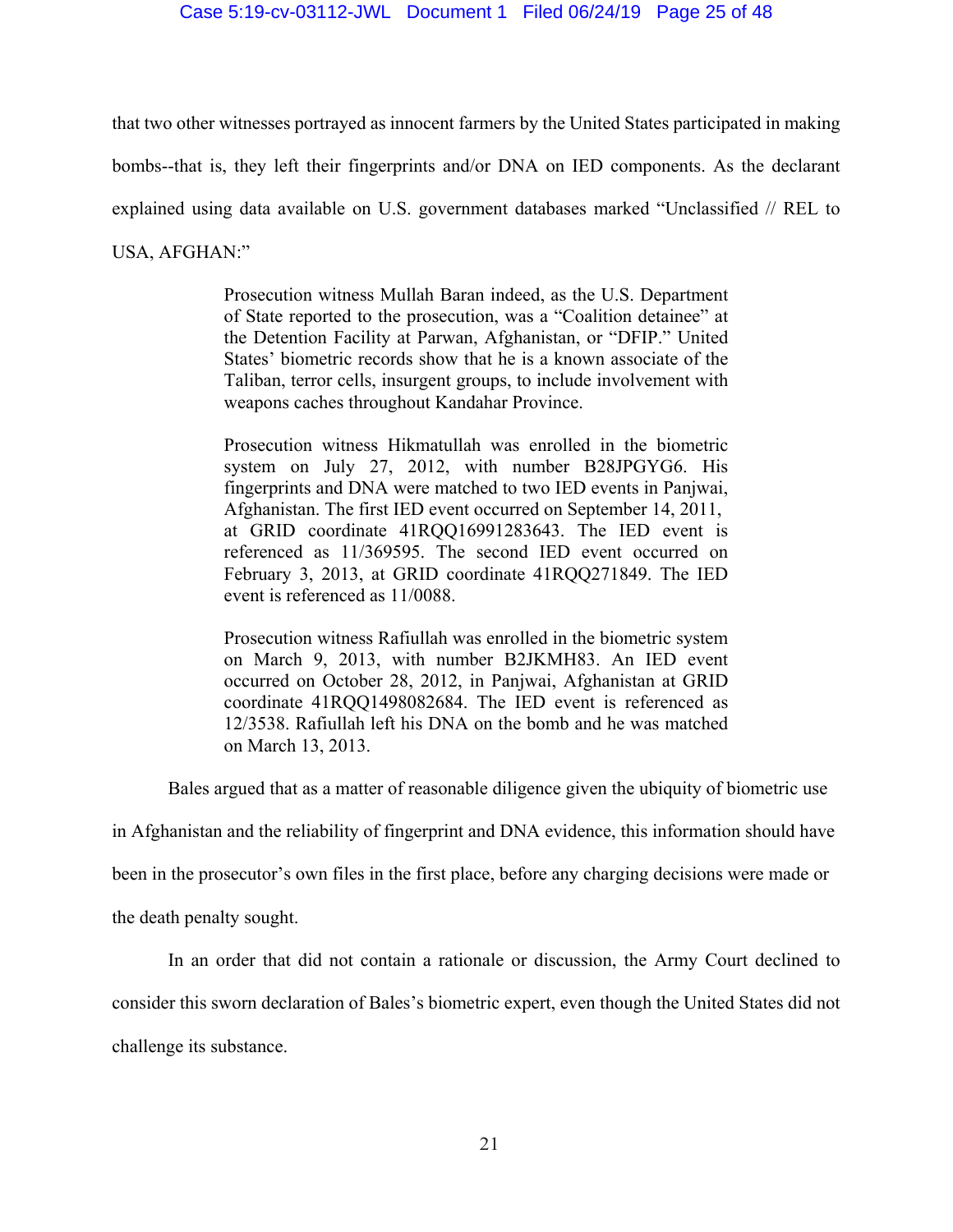that two other witnesses portrayed as innocent farmers by the United States participated in making bombs--that is, they left their fingerprints and/or DNA on IED components. As the declarant explained using data available on U.S. government databases marked "Unclassified // REL to USA, AFGHAN:"

> Prosecution witness Mullah Baran indeed, as the U.S. Department of State reported to the prosecution, was a "Coalition detainee" at the Detention Facility at Parwan, Afghanistan, or "DFIP." United States' biometric records show that he is a known associate of the Taliban, terror cells, insurgent groups, to include involvement with weapons caches throughout Kandahar Province.
>
> Prosecution witness Hikmatullah was enrolled in the biometric system on July 27, 2012, with number B28JPGYG6. His fingerprints and DNA were matched to two IED events in Panjwai, Afghanistan. The first IED event occurred on September 14, 2011, at GRID coordinate 41RQQ16991283643. The IED event is referenced as 11/369595. The second IED event occurred on February 3, 2013, at GRID coordinate 41RQQ271849. The IED event is referenced as 11/0088.
>
> Prosecution witness Rafiullah was enrolled in the biometric system on March 9, 2013, with number B2JKMH83. An IED event occurred on October 28, 2012, in Panjwai, Afghanistan at GRID coordinate 41RQQ1498082684. The IED event is referenced as 12/3538. Rafiullah left his DNA on the bomb and he was matched on March 13, 2013.

Bales argued that as a matter of reasonable diligence given the ubiquity of biometric use in Afghanistan and the reliability of fingerprint and DNA evidence, this information should have been in the prosecutor's own files in the first place, before any charging decisions were made or the death penalty sought.

In an order that did not contain a rationale or discussion, the Army Court declined to consider this sworn declaration of Bales's biometric expert, even though the United States did not challenge its substance.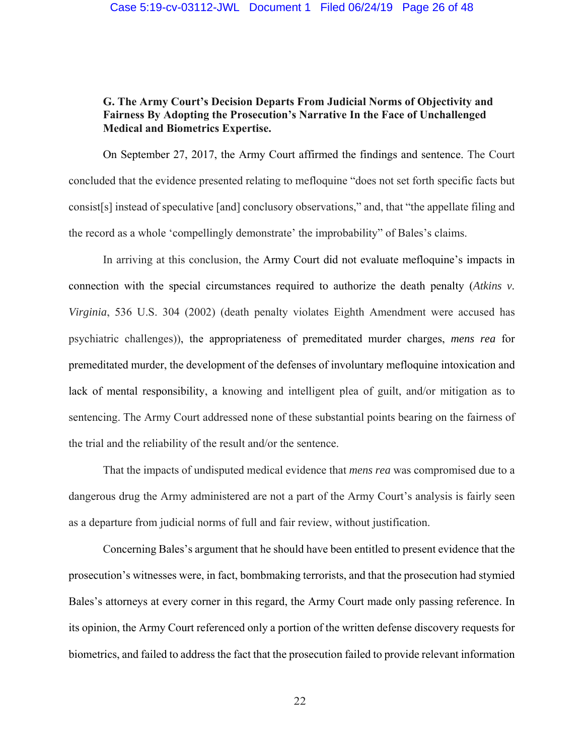**G. The Army Court's Decision Departs From Judicial Norms of Objectivity and Fairness By Adopting the Prosecution's Narrative In the Face of Unchallenged Medical and Biometrics Expertise.**

On September 27, 2017, the Army Court affirmed the findings and sentence. The Court concluded that the evidence presented relating to mefloquine "does not set forth specific facts but consist[s] instead of speculative [and] conclusory observations," and, that "the appellate filing and the record as a whole 'compellingly demonstrate' the improbability" of Bales's claims.

In arriving at this conclusion, the Army Court did not evaluate mefloquine's impacts in connection with the special circumstances required to authorize the death penalty (*Atkins v. Virginia*, 536 U.S. 304 (2002) (death penalty violates Eighth Amendment were accused has psychiatric challenges)), the appropriateness of premeditated murder charges, *mens rea* for premeditated murder, the development of the defenses of involuntary mefloquine intoxication and lack of mental responsibility, a knowing and intelligent plea of guilt, and/or mitigation as to sentencing. The Army Court addressed none of these substantial points bearing on the fairness of the trial and the reliability of the result and/or the sentence.

That the impacts of undisputed medical evidence that *mens rea* was compromised due to a dangerous drug the Army administered are not a part of the Army Court's analysis is fairly seen as a departure from judicial norms of full and fair review, without justification.

Concerning Bales's argument that he should have been entitled to present evidence that the prosecution's witnesses were, in fact, bombmaking terrorists, and that the prosecution had stymied Bales's attorneys at every corner in this regard, the Army Court made only passing reference. In its opinion, the Army Court referenced only a portion of the written defense discovery requests for biometrics, and failed to address the fact that the prosecution failed to provide relevant information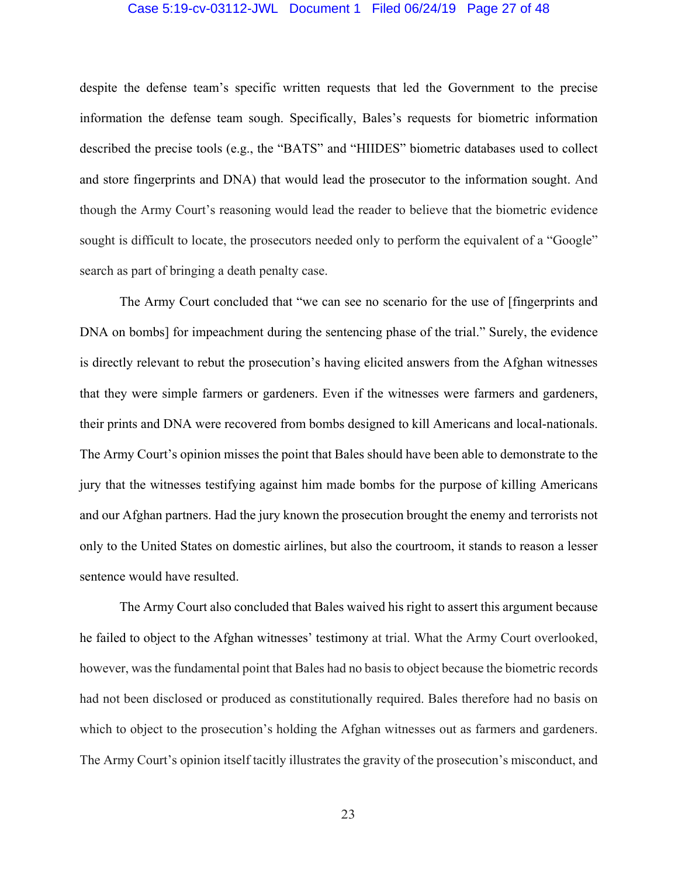despite the defense team's specific written requests that led the Government to the precise information the defense team sough. Specifically, Bales's requests for biometric information described the precise tools (e.g., the "BATS" and "HIIDES" biometric databases used to collect and store fingerprints and DNA) that would lead the prosecutor to the information sought. And though the Army Court's reasoning would lead the reader to believe that the biometric evidence sought is difficult to locate, the prosecutors needed only to perform the equivalent of a "Google" search as part of bringing a death penalty case.

The Army Court concluded that "we can see no scenario for the use of [fingerprints and DNA on bombs] for impeachment during the sentencing phase of the trial." Surely, the evidence is directly relevant to rebut the prosecution's having elicited answers from the Afghan witnesses that they were simple farmers or gardeners. Even if the witnesses were farmers and gardeners, their prints and DNA were recovered from bombs designed to kill Americans and local-nationals. The Army Court's opinion misses the point that Bales should have been able to demonstrate to the jury that the witnesses testifying against him made bombs for the purpose of killing Americans and our Afghan partners. Had the jury known the prosecution brought the enemy and terrorists not only to the United States on domestic airlines, but also the courtroom, it stands to reason a lesser sentence would have resulted.

The Army Court also concluded that Bales waived his right to assert this argument because he failed to object to the Afghan witnesses' testimony at trial. What the Army Court overlooked, however, was the fundamental point that Bales had no basis to object because the biometric records had not been disclosed or produced as constitutionally required. Bales therefore had no basis on which to object to the prosecution's holding the Afghan witnesses out as farmers and gardeners. The Army Court's opinion itself tacitly illustrates the gravity of the prosecution's misconduct, and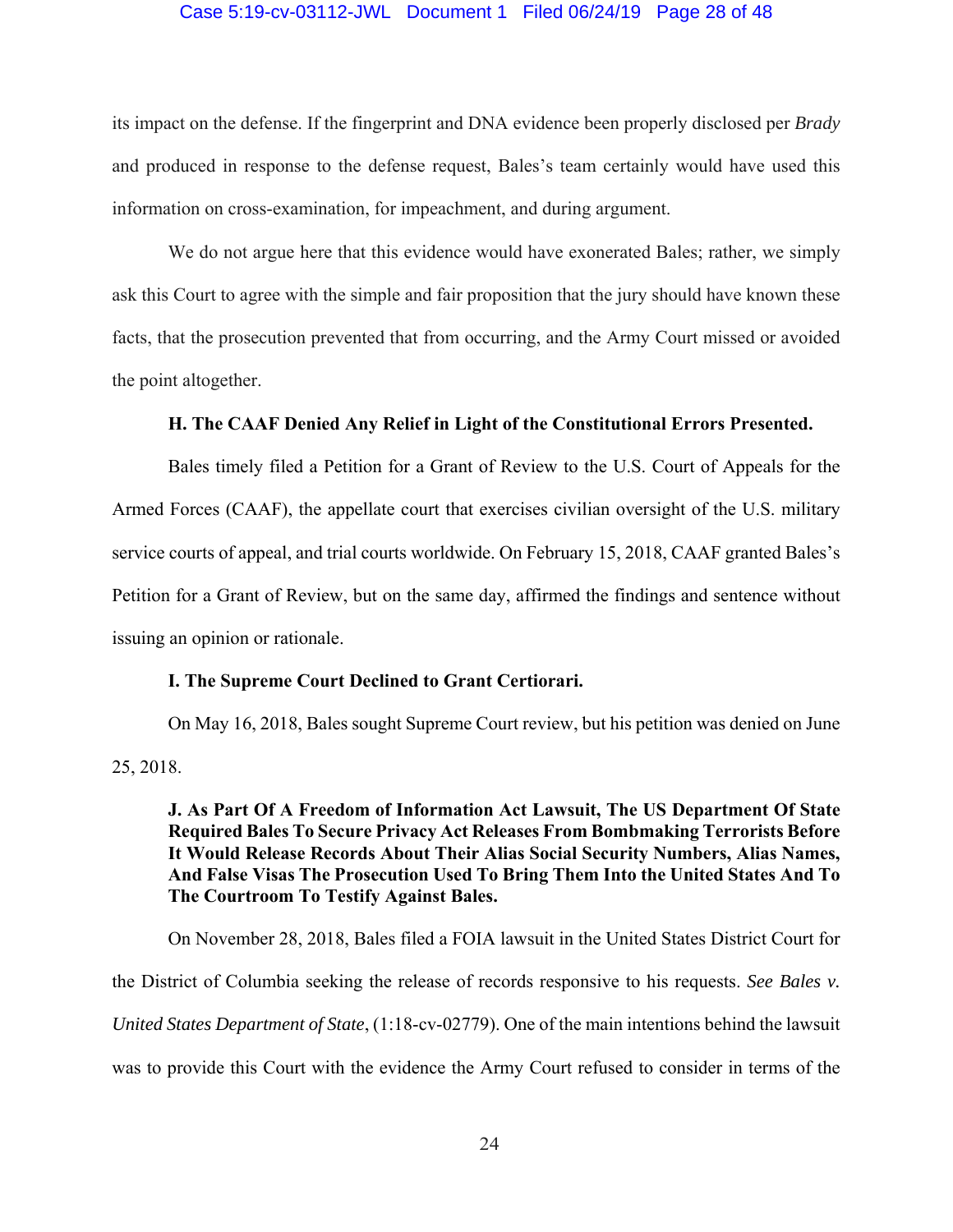its impact on the defense. If the fingerprint and DNA evidence been properly disclosed per *Brady* and produced in response to the defense request, Bales's team certainly would have used this information on cross-examination, for impeachment, and during argument.

We do not argue here that this evidence would have exonerated Bales; rather, we simply ask this Court to agree with the simple and fair proposition that the jury should have known these facts, that the prosecution prevented that from occurring, and the Army Court missed or avoided the point altogether.

**H. The CAAF Denied Any Relief in Light of the Constitutional Errors Presented.**

Bales timely filed a Petition for a Grant of Review to the U.S. Court of Appeals for the Armed Forces (CAAF), the appellate court that exercises civilian oversight of the U.S. military service courts of appeal, and trial courts worldwide. On February 15, 2018, CAAF granted Bales's Petition for a Grant of Review, but on the same day, affirmed the findings and sentence without issuing an opinion or rationale.

**I. The Supreme Court Declined to Grant Certiorari.**

On May 16, 2018, Bales sought Supreme Court review, but his petition was denied on June 25, 2018.

**J. As Part Of A Freedom of Information Act Lawsuit, The US Department Of State Required Bales To Secure Privacy Act Releases From Bombmaking Terrorists Before It Would Release Records About Their Alias Social Security Numbers, Alias Names, And False Visas The Prosecution Used To Bring Them Into the United States And To The Courtroom To Testify Against Bales.**

On November 28, 2018, Bales filed a FOIA lawsuit in the United States District Court for the District of Columbia seeking the release of records responsive to his requests. *See Bales v. United States Department of State*, (1:18-cv-02779). One of the main intentions behind the lawsuit was to provide this Court with the evidence the Army Court refused to consider in terms of the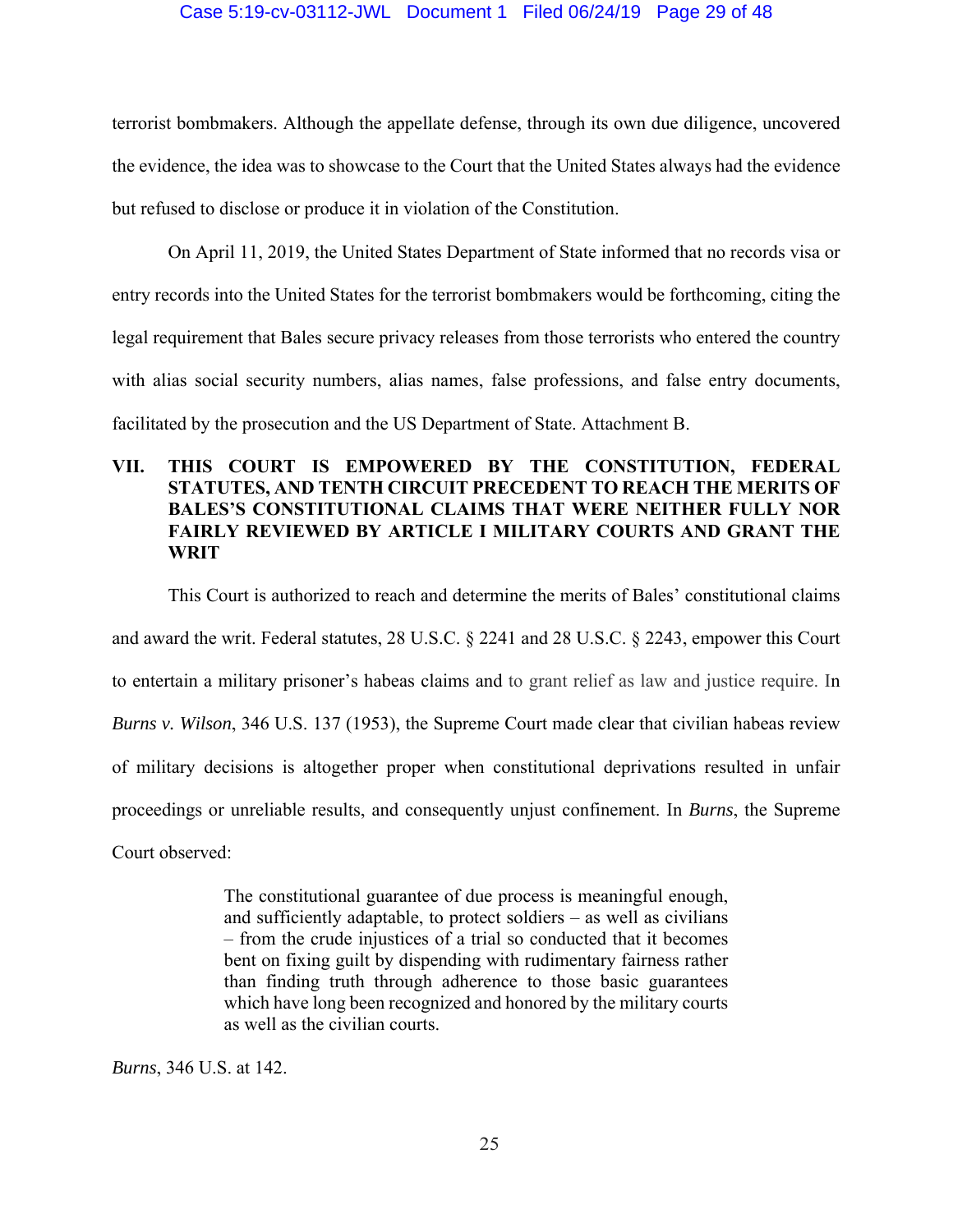terrorist bombmakers. Although the appellate defense, through its own due diligence, uncovered the evidence, the idea was to showcase to the Court that the United States always had the evidence but refused to disclose or produce it in violation of the Constitution.

On April 11, 2019, the United States Department of State informed that no records visa or entry records into the United States for the terrorist bombmakers would be forthcoming, citing the legal requirement that Bales secure privacy releases from those terrorists who entered the country with alias social security numbers, alias names, false professions, and false entry documents, facilitated by the prosecution and the US Department of State. Attachment B.

## VII. THIS COURT IS EMPOWERED BY THE CONSTITUTION, FEDERAL STATUTES, AND TENTH CIRCUIT PRECEDENT TO REACH THE MERITS OF BALES'S CONSTITUTIONAL CLAIMS THAT WERE NEITHER FULLY NOR FAIRLY REVIEWED BY ARTICLE I MILITARY COURTS AND GRANT THE WRIT

This Court is authorized to reach and determine the merits of Bales' constitutional claims and award the writ. Federal statutes, 28 U.S.C. § 2241 and 28 U.S.C. § 2243, empower this Court to entertain a military prisoner's habeas claims and to grant relief as law and justice require. In *Burns v. Wilson*, 346 U.S. 137 (1953), the Supreme Court made clear that civilian habeas review of military decisions is altogether proper when constitutional deprivations resulted in unfair proceedings or unreliable results, and consequently unjust confinement. In *Burns*, the Supreme Court observed:

> The constitutional guarantee of due process is meaningful enough, and sufficiently adaptable, to protect soldiers – as well as civilians – from the crude injustices of a trial so conducted that it becomes bent on fixing guilt by dispending with rudimentary fairness rather than finding truth through adherence to those basic guarantees which have long been recognized and honored by the military courts as well as the civilian courts.

*Burns*, 346 U.S. at 142.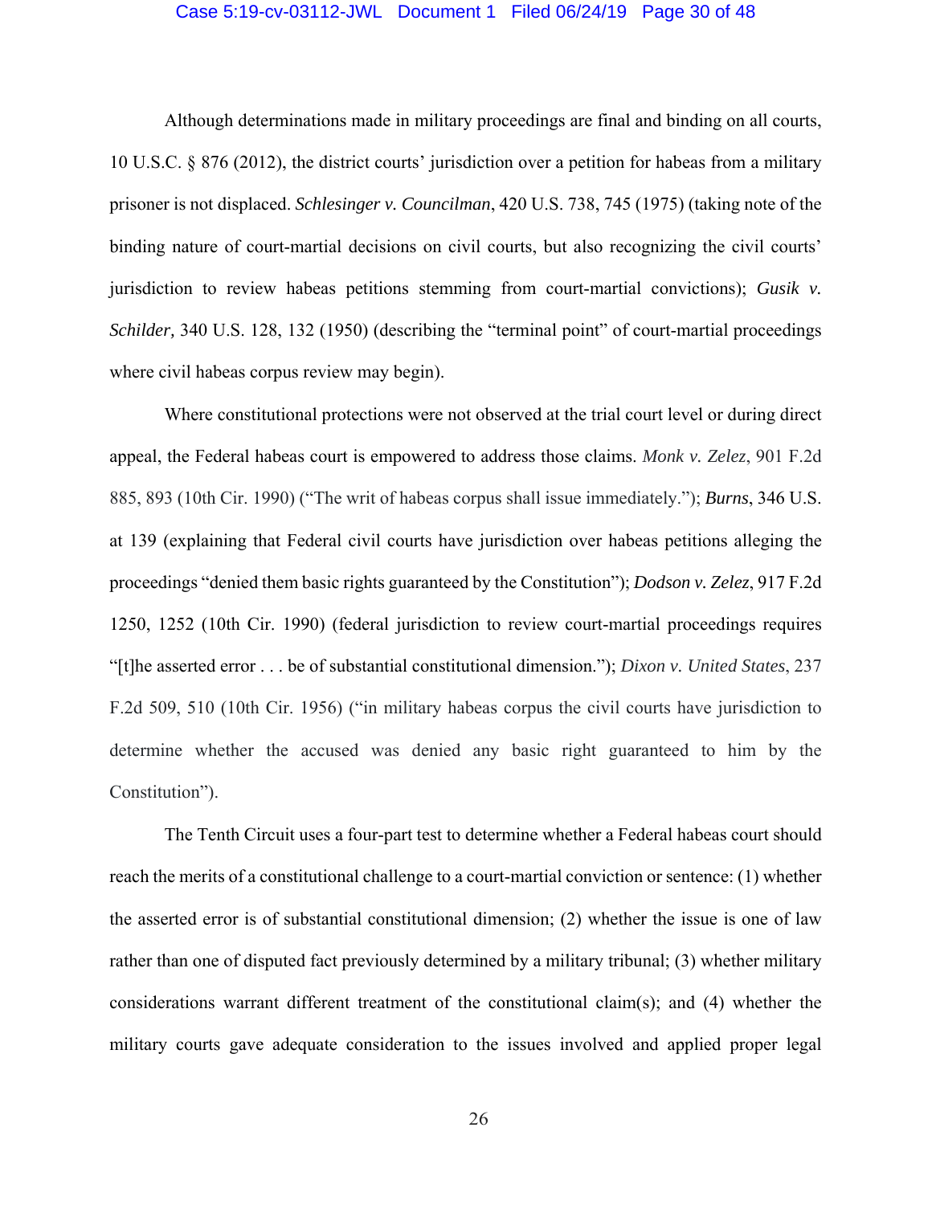Although determinations made in military proceedings are final and binding on all courts, 10 U.S.C. § 876 (2012), the district courts' jurisdiction over a petition for habeas from a military prisoner is not displaced. *Schlesinger v. Councilman*, 420 U.S. 738, 745 (1975) (taking note of the binding nature of court-martial decisions on civil courts, but also recognizing the civil courts' jurisdiction to review habeas petitions stemming from court-martial convictions); *Gusik v. Schilder,* 340 U.S. 128, 132 (1950) (describing the "terminal point" of court-martial proceedings where civil habeas corpus review may begin).

Where constitutional protections were not observed at the trial court level or during direct appeal, the Federal habeas court is empowered to address those claims. *Monk v. Zelez*, 901 F.2d 885, 893 (10th Cir. 1990) ("The writ of habeas corpus shall issue immediately."); ***Burns***, 346 U.S. at 139 (explaining that Federal civil courts have jurisdiction over habeas petitions alleging the proceedings "denied them basic rights guaranteed by the Constitution"); ***Dodson v. Zelez***, 917 F.2d 1250, 1252 (10th Cir. 1990) (federal jurisdiction to review court-martial proceedings requires "[t]he asserted error . . . be of substantial constitutional dimension."); *Dixon v. United States*, 237 F.2d 509, 510 (10th Cir. 1956) ("in military habeas corpus the civil courts have jurisdiction to determine whether the accused was denied any basic right guaranteed to him by the Constitution").

The Tenth Circuit uses a four-part test to determine whether a Federal habeas court should reach the merits of a constitutional challenge to a court-martial conviction or sentence: (1) whether the asserted error is of substantial constitutional dimension; (2) whether the issue is one of law rather than one of disputed fact previously determined by a military tribunal; (3) whether military considerations warrant different treatment of the constitutional claim(s); and (4) whether the military courts gave adequate consideration to the issues involved and applied proper legal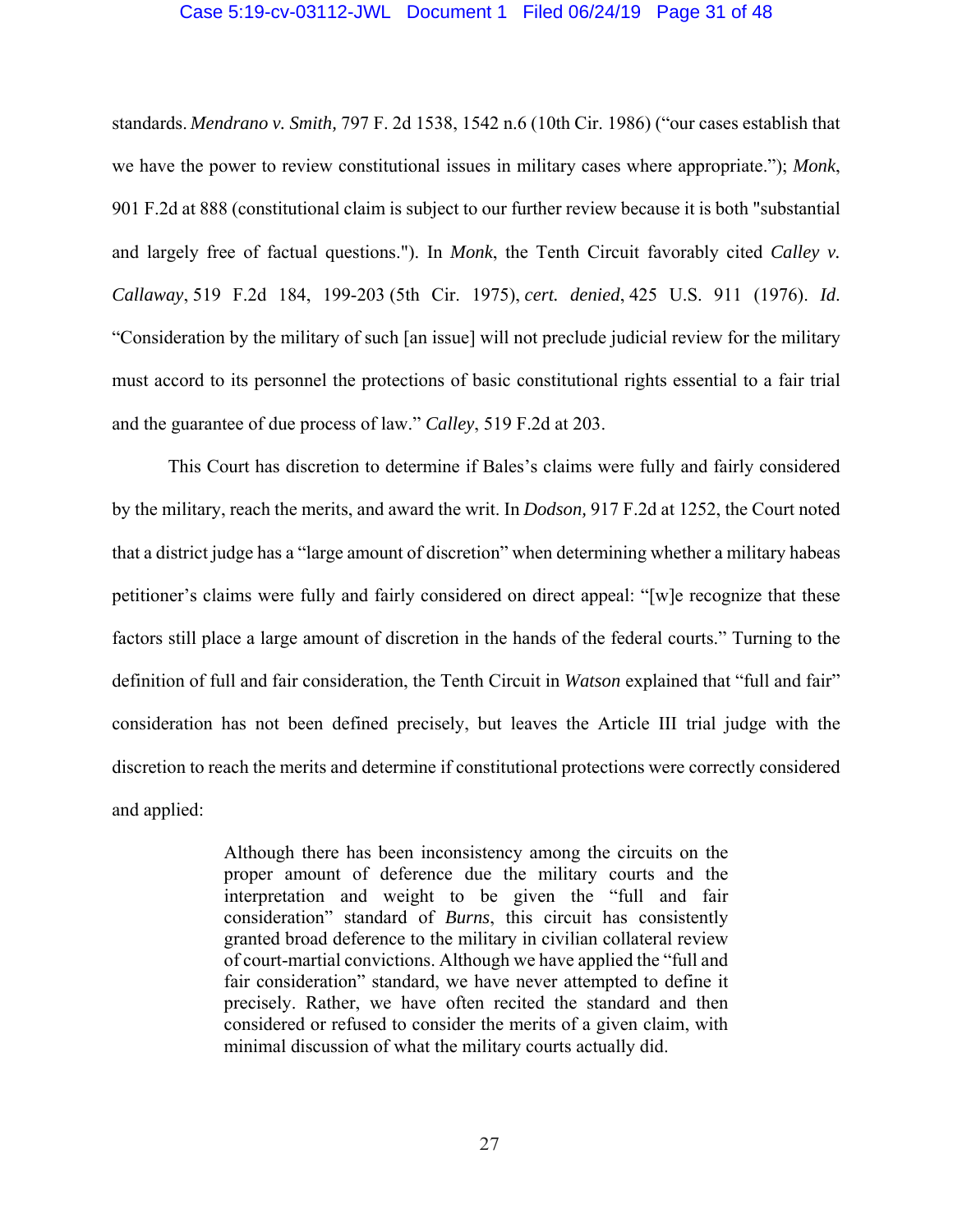standards. *Mendrano v. Smith,* 797 F. 2d 1538, 1542 n.6 (10th Cir. 1986) ("our cases establish that we have the power to review constitutional issues in military cases where appropriate."); *Monk*, 901 F.2d at 888 (constitutional claim is subject to our further review because it is both "substantial and largely free of factual questions."). In *Monk*, the Tenth Circuit favorably cited *Calley v. Callaway*, 519 F.2d 184, 199-203 (5th Cir. 1975), *cert. denied*, 425 U.S. 911 (1976). *Id*. "Consideration by the military of such [an issue] will not preclude judicial review for the military must accord to its personnel the protections of basic constitutional rights essential to a fair trial and the guarantee of due process of law." *Calley*, 519 F.2d at 203.

This Court has discretion to determine if Bales's claims were fully and fairly considered by the military, reach the merits, and award the writ. In *Dodson,* 917 F.2d at 1252, the Court noted that a district judge has a "large amount of discretion" when determining whether a military habeas petitioner's claims were fully and fairly considered on direct appeal: "[w]e recognize that these factors still place a large amount of discretion in the hands of the federal courts." Turning to the definition of full and fair consideration, the Tenth Circuit in *Watson* explained that "full and fair" consideration has not been defined precisely, but leaves the Article III trial judge with the discretion to reach the merits and determine if constitutional protections were correctly considered and applied:

> Although there has been inconsistency among the circuits on the proper amount of deference due the military courts and the interpretation and weight to be given the "full and fair consideration" standard of *Burns*, this circuit has consistently granted broad deference to the military in civilian collateral review of court-martial convictions. Although we have applied the "full and fair consideration" standard, we have never attempted to define it precisely. Rather, we have often recited the standard and then considered or refused to consider the merits of a given claim, with minimal discussion of what the military courts actually did.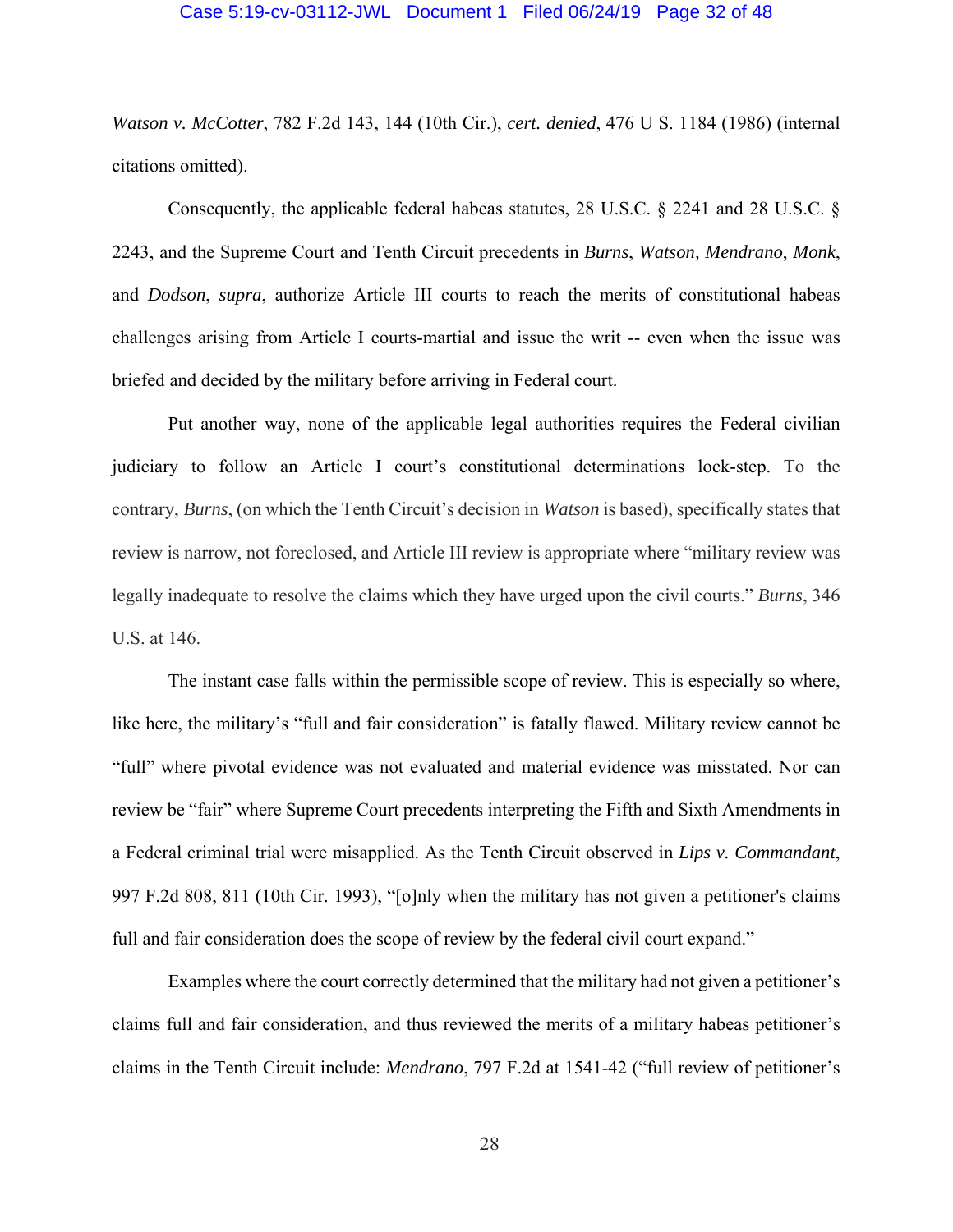*Watson v. McCotter*, 782 F.2d 143, 144 (10th Cir.), *cert. denied*, 476 U S. 1184 (1986) (internal citations omitted).

Consequently, the applicable federal habeas statutes, 28 U.S.C. § 2241 and 28 U.S.C. § 2243, and the Supreme Court and Tenth Circuit precedents in *Burns*, *Watson, Mendrano*, *Monk*, and *Dodson*, *supra*, authorize Article III courts to reach the merits of constitutional habeas challenges arising from Article I courts-martial and issue the writ -- even when the issue was briefed and decided by the military before arriving in Federal court.

Put another way, none of the applicable legal authorities requires the Federal civilian judiciary to follow an Article I court's constitutional determinations lock-step. To the contrary, *Burns*, (on which the Tenth Circuit's decision in *Watson* is based), specifically states that review is narrow, not foreclosed, and Article III review is appropriate where "military review was legally inadequate to resolve the claims which they have urged upon the civil courts." *Burns*, 346 U.S. at 146.

The instant case falls within the permissible scope of review. This is especially so where, like here, the military's "full and fair consideration" is fatally flawed. Military review cannot be "full" where pivotal evidence was not evaluated and material evidence was misstated. Nor can review be "fair" where Supreme Court precedents interpreting the Fifth and Sixth Amendments in a Federal criminal trial were misapplied. As the Tenth Circuit observed in *Lips v. Commandant*, 997 F.2d 808, 811 (10th Cir. 1993), "[o]nly when the military has not given a petitioner's claims full and fair consideration does the scope of review by the federal civil court expand."

Examples where the court correctly determined that the military had not given a petitioner's claims full and fair consideration, and thus reviewed the merits of a military habeas petitioner's claims in the Tenth Circuit include: *Mendrano*, 797 F.2d at 1541-42 ("full review of petitioner's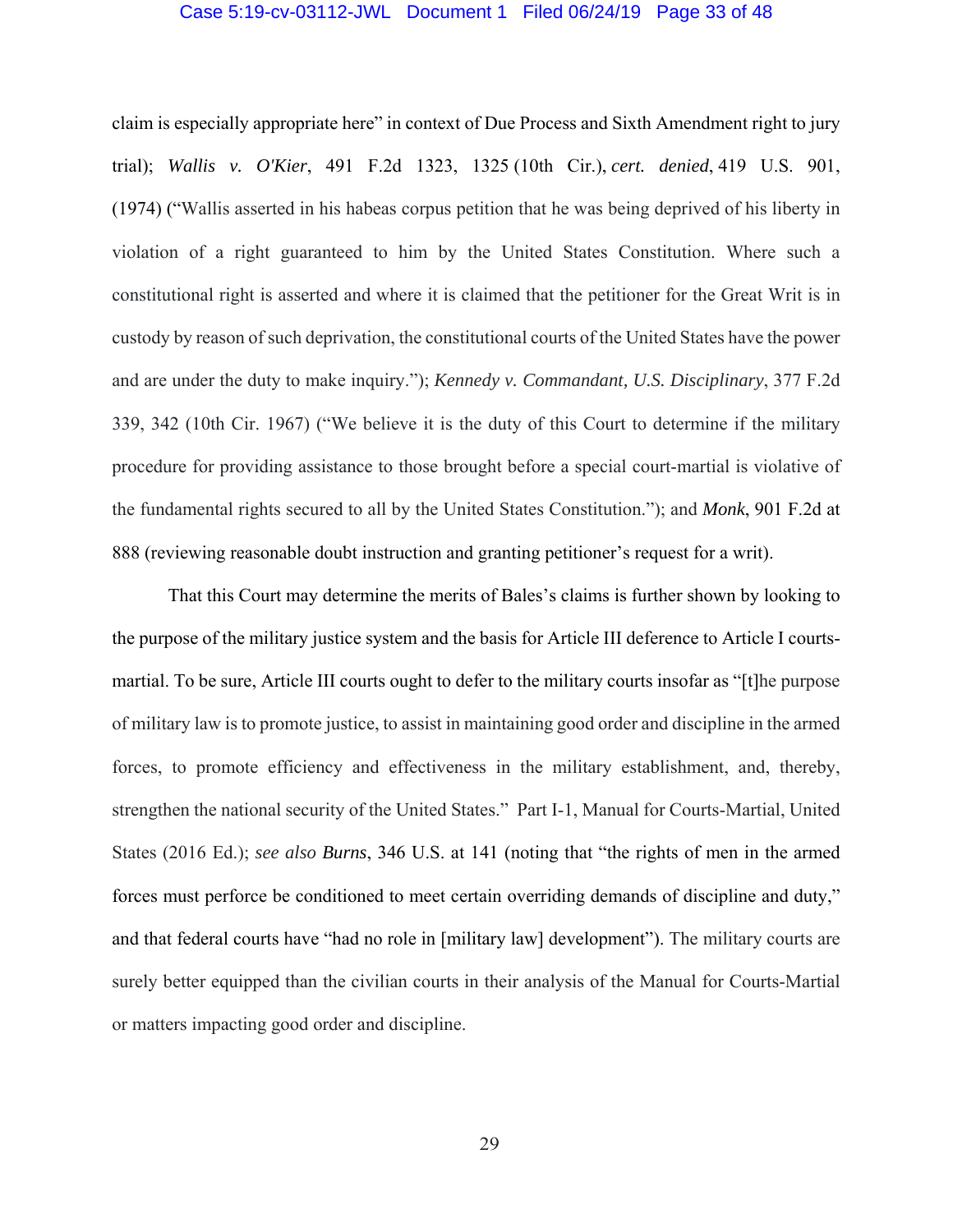claim is especially appropriate here" in context of Due Process and Sixth Amendment right to jury trial); *Wallis v. O'Kier*, 491 F.2d 1323, 1325 (10th Cir.), *cert. denied*, 419 U.S. 901, (1974) ("Wallis asserted in his habeas corpus petition that he was being deprived of his liberty in violation of a right guaranteed to him by the United States Constitution. Where such a constitutional right is asserted and where it is claimed that the petitioner for the Great Writ is in custody by reason of such deprivation, the constitutional courts of the United States have the power and are under the duty to make inquiry."); *Kennedy v. Commandant, U.S. Disciplinary*, 377 F.2d 339, 342 (10th Cir. 1967) ("We believe it is the duty of this Court to determine if the military procedure for providing assistance to those brought before a special court-martial is violative of the fundamental rights secured to all by the United States Constitution."); and *Monk*, 901 F.2d at 888 (reviewing reasonable doubt instruction and granting petitioner's request for a writ).

That this Court may determine the merits of Bales's claims is further shown by looking to the purpose of the military justice system and the basis for Article III deference to Article I courts-martial. To be sure, Article III courts ought to defer to the military courts insofar as "[t]he purpose of military law is to promote justice, to assist in maintaining good order and discipline in the armed forces, to promote efficiency and effectiveness in the military establishment, and, thereby, strengthen the national security of the United States." Part I-1, Manual for Courts-Martial, United States (2016 Ed.); *see also Burns*, 346 U.S. at 141 (noting that "the rights of men in the armed forces must perforce be conditioned to meet certain overriding demands of discipline and duty," and that federal courts have "had no role in [military law] development"). The military courts are surely better equipped than the civilian courts in their analysis of the Manual for Courts-Martial or matters impacting good order and discipline.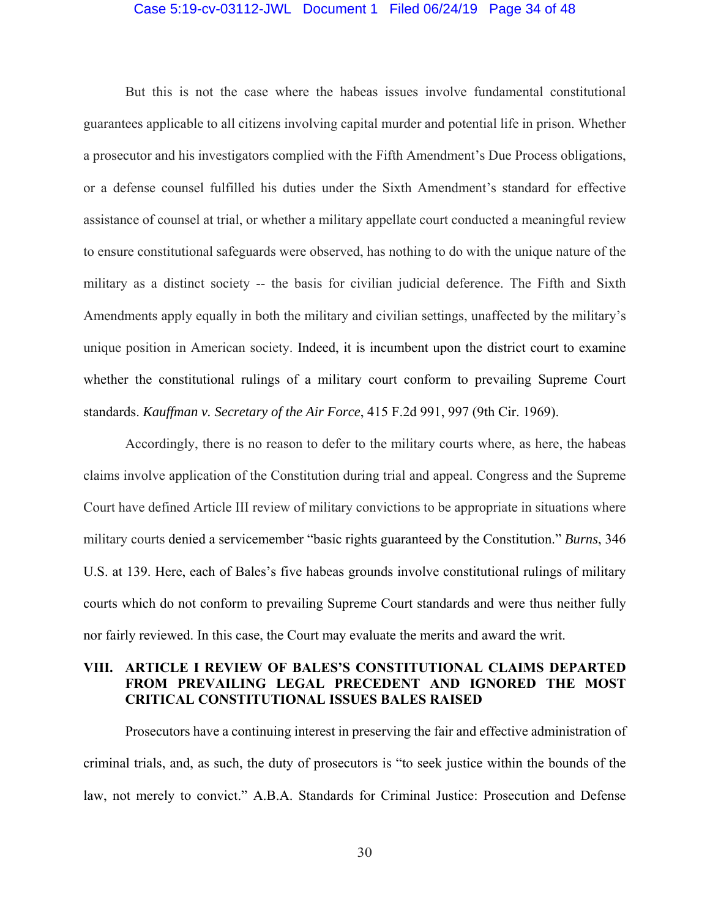But this is not the case where the habeas issues involve fundamental constitutional guarantees applicable to all citizens involving capital murder and potential life in prison. Whether a prosecutor and his investigators complied with the Fifth Amendment's Due Process obligations, or a defense counsel fulfilled his duties under the Sixth Amendment's standard for effective assistance of counsel at trial, or whether a military appellate court conducted a meaningful review to ensure constitutional safeguards were observed, has nothing to do with the unique nature of the military as a distinct society -- the basis for civilian judicial deference. The Fifth and Sixth Amendments apply equally in both the military and civilian settings, unaffected by the military's unique position in American society. Indeed, it is incumbent upon the district court to examine whether the constitutional rulings of a military court conform to prevailing Supreme Court standards. *Kauffman v. Secretary of the Air Force*, 415 F.2d 991, 997 (9th Cir. 1969).

Accordingly, there is no reason to defer to the military courts where, as here, the habeas claims involve application of the Constitution during trial and appeal. Congress and the Supreme Court have defined Article III review of military convictions to be appropriate in situations where military courts denied a servicemember "basic rights guaranteed by the Constitution." *Burns*, 346 U.S. at 139. Here, each of Bales's five habeas grounds involve constitutional rulings of military courts which do not conform to prevailing Supreme Court standards and were thus neither fully nor fairly reviewed. In this case, the Court may evaluate the merits and award the writ.

## VIII. ARTICLE I REVIEW OF BALES'S CONSTITUTIONAL CLAIMS DEPARTED FROM PREVAILING LEGAL PRECEDENT AND IGNORED THE MOST CRITICAL CONSTITUTIONAL ISSUES BALES RAISED

Prosecutors have a continuing interest in preserving the fair and effective administration of criminal trials, and, as such, the duty of prosecutors is "to seek justice within the bounds of the law, not merely to convict." A.B.A. Standards for Criminal Justice: Prosecution and Defense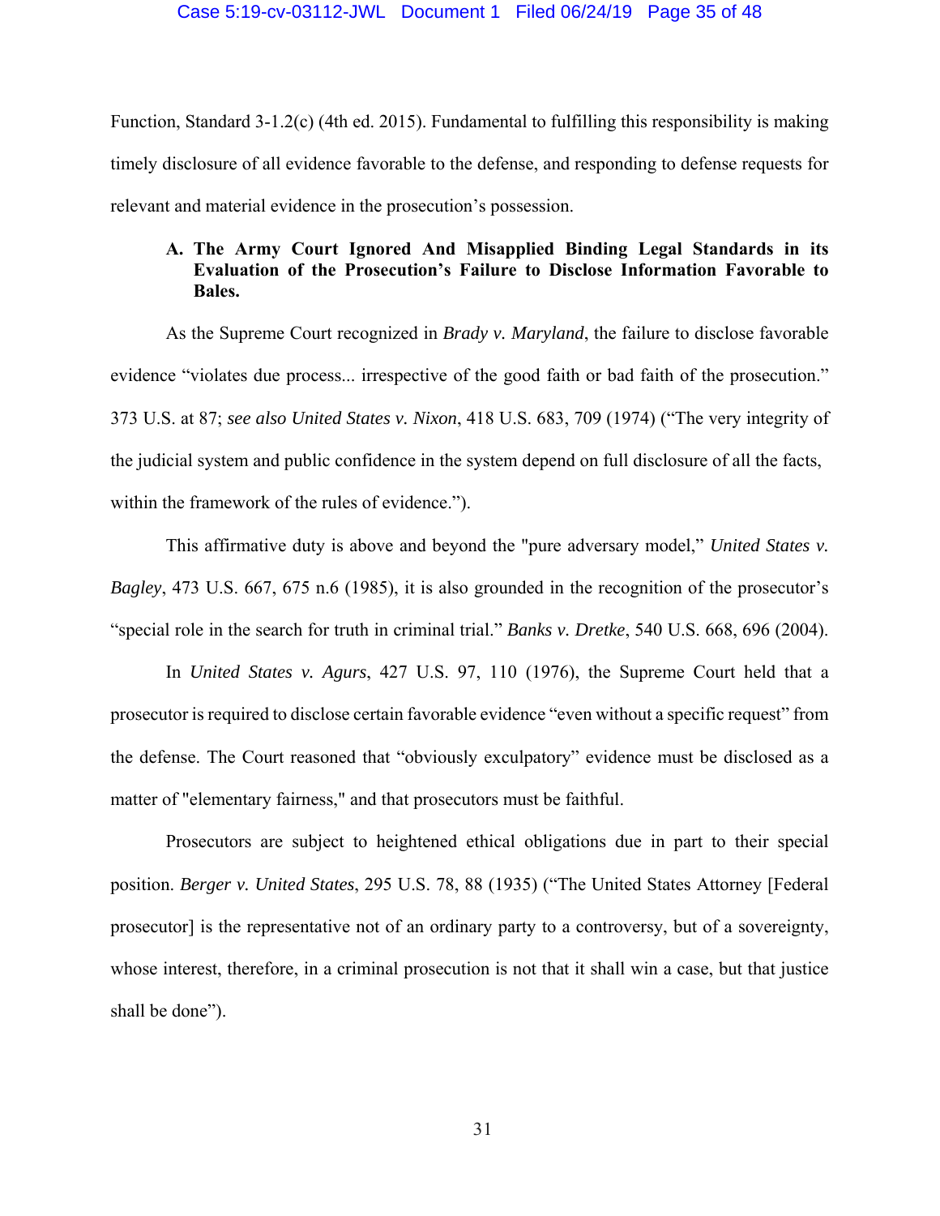Function, Standard 3-1.2(c) (4th ed. 2015). Fundamental to fulfilling this responsibility is making timely disclosure of all evidence favorable to the defense, and responding to defense requests for relevant and material evidence in the prosecution's possession.

### A. The Army Court Ignored And Misapplied Binding Legal Standards in its Evaluation of the Prosecution's Failure to Disclose Information Favorable to Bales.

As the Supreme Court recognized in *Brady v. Maryland*, the failure to disclose favorable evidence "violates due process... irrespective of the good faith or bad faith of the prosecution." 373 U.S. at 87; *see also United States v. Nixon*, 418 U.S. 683, 709 (1974) ("The very integrity of the judicial system and public confidence in the system depend on full disclosure of all the facts, within the framework of the rules of evidence.").

This affirmative duty is above and beyond the "pure adversary model," *United States v. Bagley*, 473 U.S. 667, 675 n.6 (1985), it is also grounded in the recognition of the prosecutor's "special role in the search for truth in criminal trial." *Banks v. Dretke*, 540 U.S. 668, 696 (2004).

In *United States v. Agurs*, 427 U.S. 97, 110 (1976), the Supreme Court held that a prosecutor is required to disclose certain favorable evidence "even without a specific request" from the defense. The Court reasoned that "obviously exculpatory" evidence must be disclosed as a matter of "elementary fairness," and that prosecutors must be faithful.

Prosecutors are subject to heightened ethical obligations due in part to their special position. *Berger v. United States*, 295 U.S. 78, 88 (1935) ("The United States Attorney [Federal prosecutor] is the representative not of an ordinary party to a controversy, but of a sovereignty, whose interest, therefore, in a criminal prosecution is not that it shall win a case, but that justice shall be done").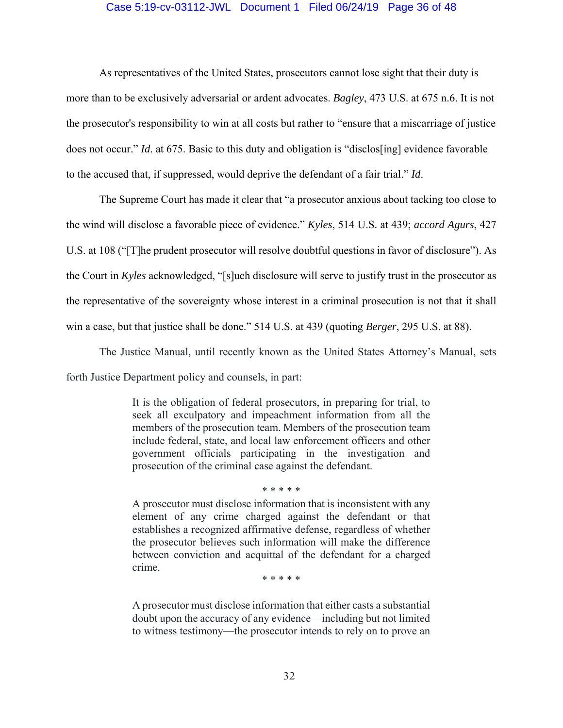As representatives of the United States, prosecutors cannot lose sight that their duty is more than to be exclusively adversarial or ardent advocates. *Bagley*, 473 U.S. at 675 n.6. It is not the prosecutor's responsibility to win at all costs but rather to "ensure that a miscarriage of justice does not occur." *Id*. at 675. Basic to this duty and obligation is "disclos[ing] evidence favorable to the accused that, if suppressed, would deprive the defendant of a fair trial." *Id*.

The Supreme Court has made it clear that "a prosecutor anxious about tacking too close to the wind will disclose a favorable piece of evidence." *Kyles*, 514 U.S. at 439; *accord Agurs*, 427 U.S. at 108 ("[T]he prudent prosecutor will resolve doubtful questions in favor of disclosure"). As the Court in *Kyles* acknowledged, "[s]uch disclosure will serve to justify trust in the prosecutor as the representative of the sovereignty whose interest in a criminal prosecution is not that it shall win a case, but that justice shall be done." 514 U.S. at 439 (quoting *Berger*, 295 U.S. at 88).

The Justice Manual, until recently known as the United States Attorney's Manual, sets forth Justice Department policy and counsels, in part:

> It is the obligation of federal prosecutors, in preparing for trial, to seek all exculpatory and impeachment information from all the members of the prosecution team. Members of the prosecution team include federal, state, and local law enforcement officers and other government officials participating in the investigation and prosecution of the criminal case against the defendant.
>
> \* \* \* \* \*
>
> A prosecutor must disclose information that is inconsistent with any element of any crime charged against the defendant or that establishes a recognized affirmative defense, regardless of whether the prosecutor believes such information will make the difference between conviction and acquittal of the defendant for a charged crime.
>
> \* \* \* \* \*
>
> A prosecutor must disclose information that either casts a substantial doubt upon the accuracy of any evidence—including but not limited to witness testimony—the prosecutor intends to rely on to prove an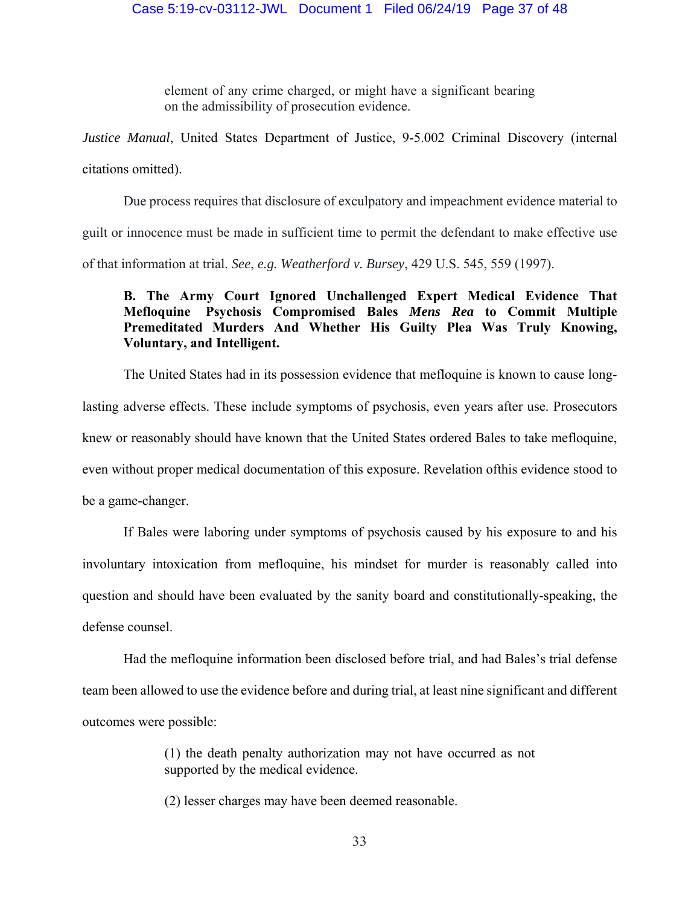> element of any crime charged, or might have a significant bearing on the admissibility of prosecution evidence.

*Justice Manual*, United States Department of Justice, 9-5.002 Criminal Discovery (internal citations omitted).

Due process requires that disclosure of exculpatory and impeachment evidence material to guilt or innocence must be made in sufficient time to permit the defendant to make effective use of that information at trial. *See*, *e.g. Weatherford v. Bursey*, 429 U.S. 545, 559 (1997).

**B. The Army Court Ignored Unchallenged Expert Medical Evidence That Mefloquine Psychosis Compromised Bales *Mens Rea* to Commit Multiple Premeditated Murders And Whether His Guilty Plea Was Truly Knowing, Voluntary, and Intelligent.**

The United States had in its possession evidence that mefloquine is known to cause long-lasting adverse effects. These include symptoms of psychosis, even years after use. Prosecutors knew or reasonably should have known that the United States ordered Bales to take mefloquine, even without proper medical documentation of this exposure. Revelation ofthis evidence stood to be a game-changer.

If Bales were laboring under symptoms of psychosis caused by his exposure to and his involuntary intoxication from mefloquine, his mindset for murder is reasonably called into question and should have been evaluated by the sanity board and constitutionally-speaking, the defense counsel.

Had the mefloquine information been disclosed before trial, and had Bales's trial defense team been allowed to use the evidence before and during trial, at least nine significant and different outcomes were possible:

> (1) the death penalty authorization may not have occurred as not supported by the medical evidence.
>
> (2) lesser charges may have been deemed reasonable.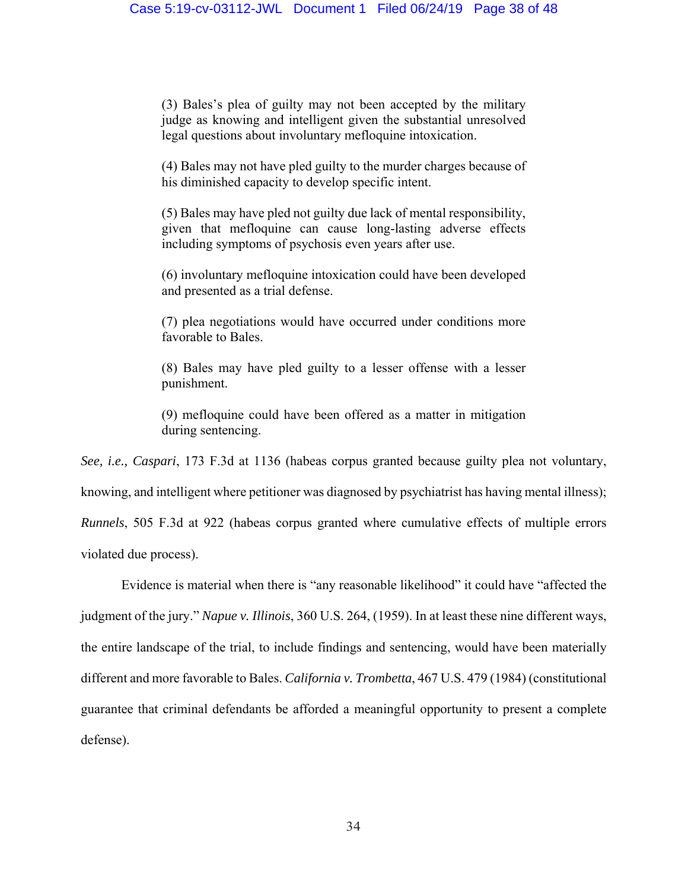> (3) Bales's plea of guilty may not been accepted by the military judge as knowing and intelligent given the substantial unresolved legal questions about involuntary mefloquine intoxication.
>
> (4) Bales may not have pled guilty to the murder charges because of his diminished capacity to develop specific intent.
>
> (5) Bales may have pled not guilty due lack of mental responsibility, given that mefloquine can cause long-lasting adverse effects including symptoms of psychosis even years after use.
>
> (6) involuntary mefloquine intoxication could have been developed and presented as a trial defense.
>
> (7) plea negotiations would have occurred under conditions more favorable to Bales.
>
> (8) Bales may have pled guilty to a lesser offense with a lesser punishment.
>
> (9) mefloquine could have been offered as a matter in mitigation during sentencing.

*See, i.e., Caspari*, 173 F.3d at 1136 (habeas corpus granted because guilty plea not voluntary, knowing, and intelligent where petitioner was diagnosed by psychiatrist has having mental illness); *Runnels*, 505 F.3d at 922 (habeas corpus granted where cumulative effects of multiple errors violated due process).

Evidence is material when there is "any reasonable likelihood" it could have "affected the judgment of the jury." *Napue v. Illinois*, 360 U.S. 264, (1959). In at least these nine different ways, the entire landscape of the trial, to include findings and sentencing, would have been materially different and more favorable to Bales. *California v. Trombetta*, 467 U.S. 479 (1984) (constitutional guarantee that criminal defendants be afforded a meaningful opportunity to present a complete defense).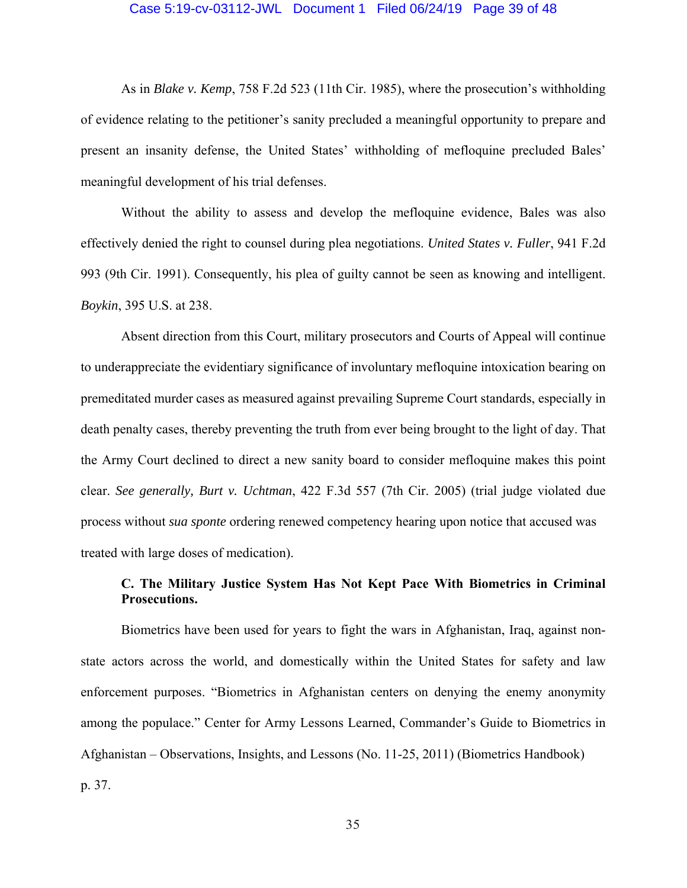As in *Blake v. Kemp*, 758 F.2d 523 (11th Cir. 1985), where the prosecution's withholding of evidence relating to the petitioner's sanity precluded a meaningful opportunity to prepare and present an insanity defense, the United States' withholding of mefloquine precluded Bales' meaningful development of his trial defenses.

Without the ability to assess and develop the mefloquine evidence, Bales was also effectively denied the right to counsel during plea negotiations. *United States v. Fuller*, 941 F.2d 993 (9th Cir. 1991). Consequently, his plea of guilty cannot be seen as knowing and intelligent. *Boykin*, 395 U.S. at 238.

Absent direction from this Court, military prosecutors and Courts of Appeal will continue to underappreciate the evidentiary significance of involuntary mefloquine intoxication bearing on premeditated murder cases as measured against prevailing Supreme Court standards, especially in death penalty cases, thereby preventing the truth from ever being brought to the light of day. That the Army Court declined to direct a new sanity board to consider mefloquine makes this point clear. *See generally, Burt v. Uchtman*, 422 F.3d 557 (7th Cir. 2005) (trial judge violated due process without *sua sponte* ordering renewed competency hearing upon notice that accused was treated with large doses of medication).

**C. The Military Justice System Has Not Kept Pace With Biometrics in Criminal Prosecutions.**

Biometrics have been used for years to fight the wars in Afghanistan, Iraq, against non-state actors across the world, and domestically within the United States for safety and law enforcement purposes. "Biometrics in Afghanistan centers on denying the enemy anonymity among the populace." Center for Army Lessons Learned, Commander's Guide to Biometrics in Afghanistan – Observations, Insights, and Lessons (No. 11-25, 2011) (Biometrics Handbook) p. 37.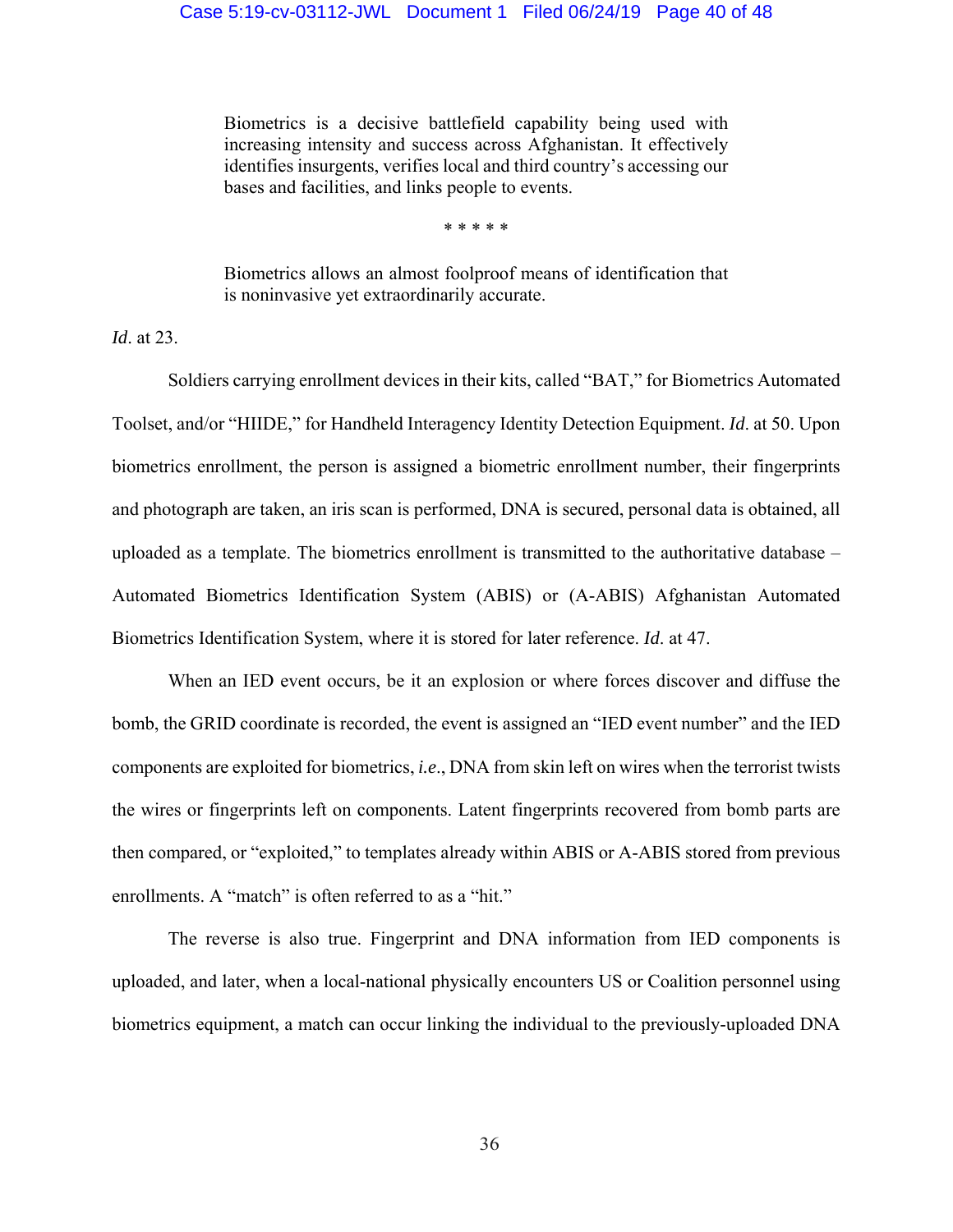> Biometrics is a decisive battlefield capability being used with increasing intensity and success across Afghanistan. It effectively identifies insurgents, verifies local and third country's accessing our bases and facilities, and links people to events.
>
> \* \* \* \* \*
>
> Biometrics allows an almost foolproof means of identification that is noninvasive yet extraordinarily accurate.

*Id*. at 23.

Soldiers carrying enrollment devices in their kits, called "BAT," for Biometrics Automated Toolset, and/or "HIIDE," for Handheld Interagency Identity Detection Equipment. *Id*. at 50. Upon biometrics enrollment, the person is assigned a biometric enrollment number, their fingerprints and photograph are taken, an iris scan is performed, DNA is secured, personal data is obtained, all uploaded as a template. The biometrics enrollment is transmitted to the authoritative database – Automated Biometrics Identification System (ABIS) or (A-ABIS) Afghanistan Automated Biometrics Identification System, where it is stored for later reference. *Id*. at 47.

When an IED event occurs, be it an explosion or where forces discover and diffuse the bomb, the GRID coordinate is recorded, the event is assigned an "IED event number" and the IED components are exploited for biometrics, *i.e*., DNA from skin left on wires when the terrorist twists the wires or fingerprints left on components. Latent fingerprints recovered from bomb parts are then compared, or "exploited," to templates already within ABIS or A-ABIS stored from previous enrollments. A "match" is often referred to as a "hit."

The reverse is also true. Fingerprint and DNA information from IED components is uploaded, and later, when a local-national physically encounters US or Coalition personnel using biometrics equipment, a match can occur linking the individual to the previously-uploaded DNA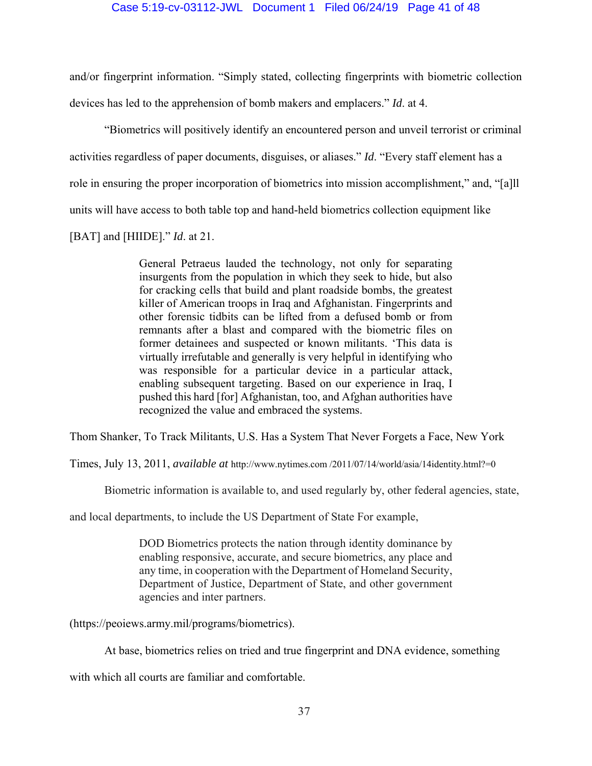and/or fingerprint information. "Simply stated, collecting fingerprints with biometric collection devices has led to the apprehension of bomb makers and emplacers." *Id*. at 4.

"Biometrics will positively identify an encountered person and unveil terrorist or criminal activities regardless of paper documents, disguises, or aliases." *Id*. "Every staff element has a role in ensuring the proper incorporation of biometrics into mission accomplishment," and, "[a]ll units will have access to both table top and hand-held biometrics collection equipment like [BAT] and [HIIDE]." *Id*. at 21.

> General Petraeus lauded the technology, not only for separating insurgents from the population in which they seek to hide, but also for cracking cells that build and plant roadside bombs, the greatest killer of American troops in Iraq and Afghanistan. Fingerprints and other forensic tidbits can be lifted from a defused bomb or from remnants after a blast and compared with the biometric files on former detainees and suspected or known militants. 'This data is virtually irrefutable and generally is very helpful in identifying who was responsible for a particular device in a particular attack, enabling subsequent targeting. Based on our experience in Iraq, I pushed this hard [for] Afghanistan, too, and Afghan authorities have recognized the value and embraced the systems.

Thom Shanker, To Track Militants, U.S. Has a System That Never Forgets a Face, New York Times, July 13, 2011, *available at* http://www.nytimes.com /2011/07/14/world/asia/14identity.html?=0

Biometric information is available to, and used regularly by, other federal agencies, state, and local departments, to include the US Department of State For example,

> DOD Biometrics protects the nation through identity dominance by enabling responsive, accurate, and secure biometrics, any place and any time, in cooperation with the Department of Homeland Security, Department of Justice, Department of State, and other government agencies and inter partners.

(https://peoiews.army.mil/programs/biometrics).

At base, biometrics relies on tried and true fingerprint and DNA evidence, something with which all courts are familiar and comfortable.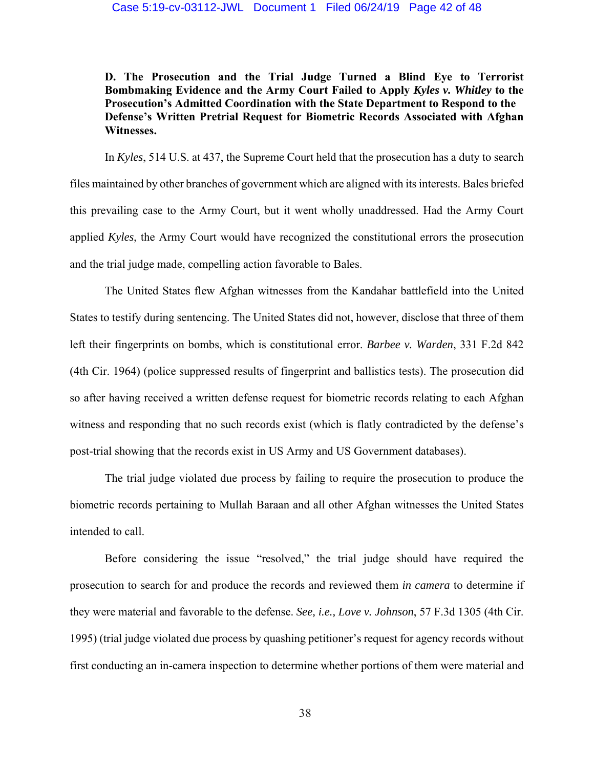**D. The Prosecution and the Trial Judge Turned a Blind Eye to Terrorist Bombmaking Evidence and the Army Court Failed to Apply *Kyles v. Whitley* to the Prosecution's Admitted Coordination with the State Department to Respond to the Defense's Written Pretrial Request for Biometric Records Associated with Afghan Witnesses.**

In *Kyles*, 514 U.S. at 437, the Supreme Court held that the prosecution has a duty to search files maintained by other branches of government which are aligned with its interests. Bales briefed this prevailing case to the Army Court, but it went wholly unaddressed. Had the Army Court applied *Kyles*, the Army Court would have recognized the constitutional errors the prosecution and the trial judge made, compelling action favorable to Bales.

The United States flew Afghan witnesses from the Kandahar battlefield into the United States to testify during sentencing. The United States did not, however, disclose that three of them left their fingerprints on bombs, which is constitutional error. *Barbee v. Warden*, 331 F.2d 842 (4th Cir. 1964) (police suppressed results of fingerprint and ballistics tests). The prosecution did so after having received a written defense request for biometric records relating to each Afghan witness and responding that no such records exist (which is flatly contradicted by the defense's post-trial showing that the records exist in US Army and US Government databases).

The trial judge violated due process by failing to require the prosecution to produce the biometric records pertaining to Mullah Baraan and all other Afghan witnesses the United States intended to call.

Before considering the issue "resolved," the trial judge should have required the prosecution to search for and produce the records and reviewed them *in camera* to determine if they were material and favorable to the defense. *See, i.e., Love v. Johnson*, 57 F.3d 1305 (4th Cir. 1995) (trial judge violated due process by quashing petitioner's request for agency records without first conducting an in-camera inspection to determine whether portions of them were material and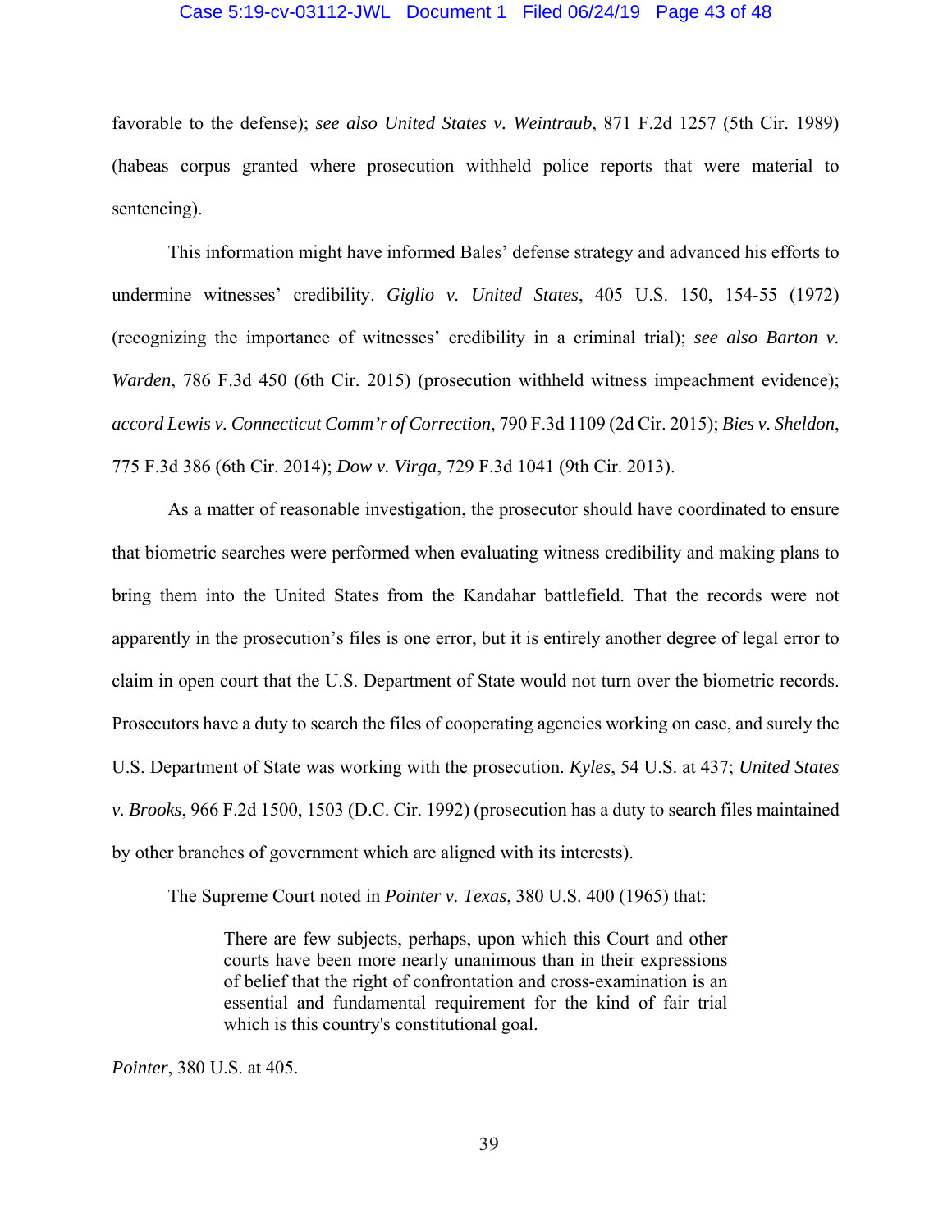favorable to the defense); *see also United States v. Weintraub*, 871 F.2d 1257 (5th Cir. 1989) (habeas corpus granted where prosecution withheld police reports that were material to sentencing).

This information might have informed Bales' defense strategy and advanced his efforts to undermine witnesses' credibility. *Giglio v. United States*, 405 U.S. 150, 154-55 (1972) (recognizing the importance of witnesses' credibility in a criminal trial); *see also Barton v. Warden*, 786 F.3d 450 (6th Cir. 2015) (prosecution withheld witness impeachment evidence); *accord Lewis v. Connecticut Comm'r of Correction*, 790 F.3d 1109 (2d Cir. 2015); *Bies v. Sheldon*, 775 F.3d 386 (6th Cir. 2014); *Dow v. Virga*, 729 F.3d 1041 (9th Cir. 2013).

As a matter of reasonable investigation, the prosecutor should have coordinated to ensure that biometric searches were performed when evaluating witness credibility and making plans to bring them into the United States from the Kandahar battlefield. That the records were not apparently in the prosecution's files is one error, but it is entirely another degree of legal error to claim in open court that the U.S. Department of State would not turn over the biometric records. Prosecutors have a duty to search the files of cooperating agencies working on case, and surely the U.S. Department of State was working with the prosecution. *Kyles*, 54 U.S. at 437; *United States v. Brooks*, 966 F.2d 1500, 1503 (D.C. Cir. 1992) (prosecution has a duty to search files maintained by other branches of government which are aligned with its interests).

The Supreme Court noted in *Pointer v. Texas*, 380 U.S. 400 (1965) that:

> There are few subjects, perhaps, upon which this Court and other courts have been more nearly unanimous than in their expressions of belief that the right of confrontation and cross-examination is an essential and fundamental requirement for the kind of fair trial which is this country's constitutional goal.

*Pointer*, 380 U.S. at 405.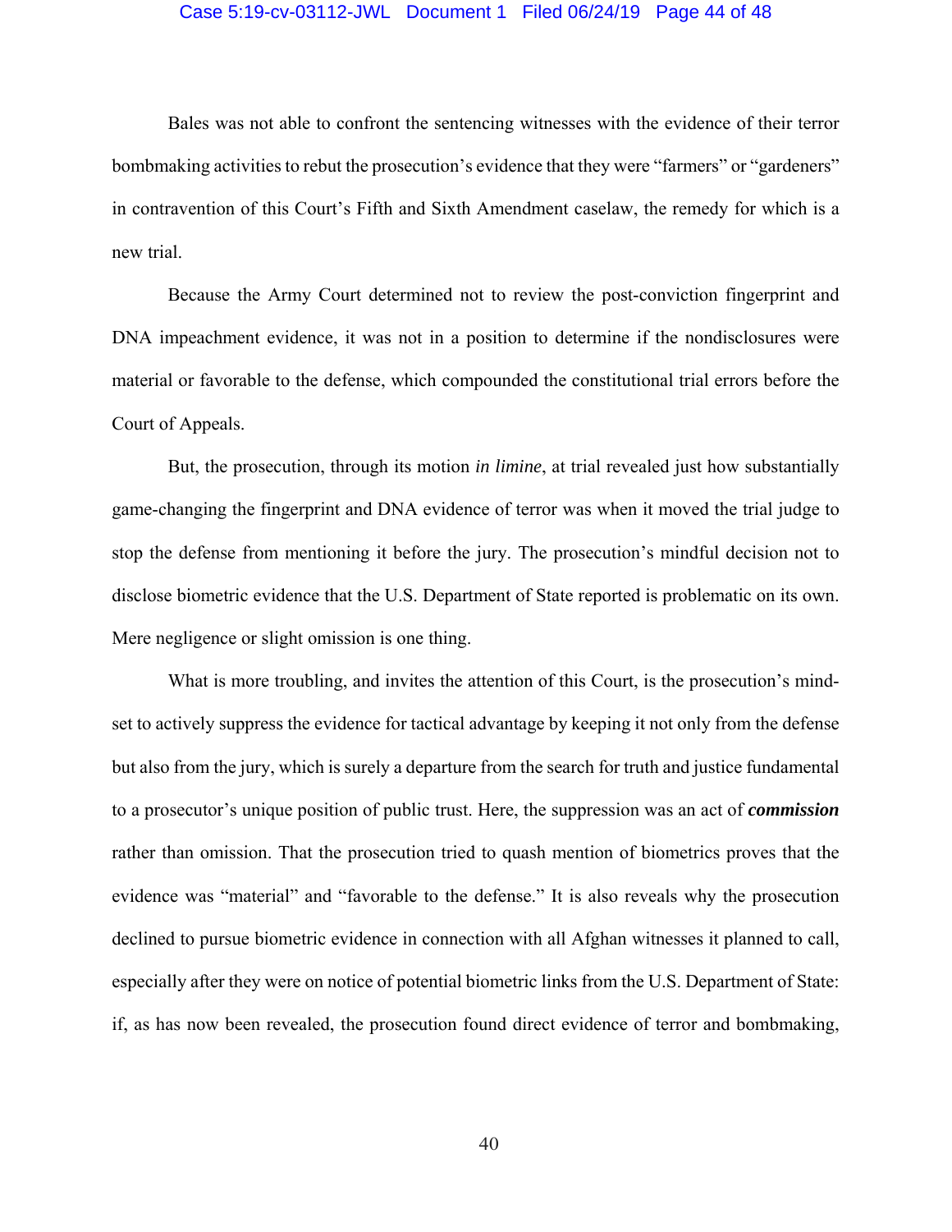Bales was not able to confront the sentencing witnesses with the evidence of their terror bombmaking activities to rebut the prosecution's evidence that they were "farmers" or "gardeners" in contravention of this Court's Fifth and Sixth Amendment caselaw, the remedy for which is a new trial.

Because the Army Court determined not to review the post-conviction fingerprint and DNA impeachment evidence, it was not in a position to determine if the nondisclosures were material or favorable to the defense, which compounded the constitutional trial errors before the Court of Appeals.

But, the prosecution, through its motion *in limine*, at trial revealed just how substantially game-changing the fingerprint and DNA evidence of terror was when it moved the trial judge to stop the defense from mentioning it before the jury. The prosecution's mindful decision not to disclose biometric evidence that the U.S. Department of State reported is problematic on its own. Mere negligence or slight omission is one thing.

What is more troubling, and invites the attention of this Court, is the prosecution's mind-set to actively suppress the evidence for tactical advantage by keeping it not only from the defense but also from the jury, which is surely a departure from the search for truth and justice fundamental to a prosecutor's unique position of public trust. Here, the suppression was an act of ***commission*** rather than omission. That the prosecution tried to quash mention of biometrics proves that the evidence was "material" and "favorable to the defense." It is also reveals why the prosecution declined to pursue biometric evidence in connection with all Afghan witnesses it planned to call, especially after they were on notice of potential biometric links from the U.S. Department of State: if, as has now been revealed, the prosecution found direct evidence of terror and bombmaking,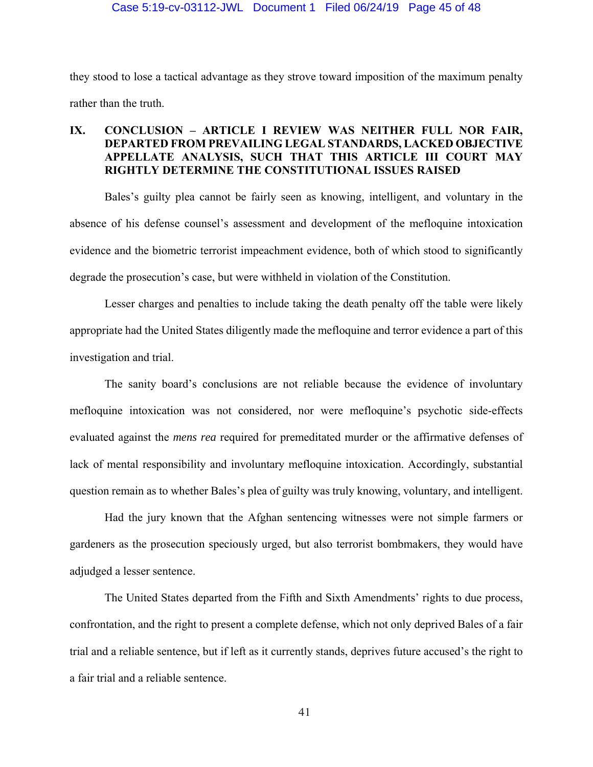they stood to lose a tactical advantage as they strove toward imposition of the maximum penalty rather than the truth.

## IX. CONCLUSION – ARTICLE I REVIEW WAS NEITHER FULL NOR FAIR, DEPARTED FROM PREVAILING LEGAL STANDARDS, LACKED OBJECTIVE APPELLATE ANALYSIS, SUCH THAT THIS ARTICLE III COURT MAY RIGHTLY DETERMINE THE CONSTITUTIONAL ISSUES RAISED

Bales's guilty plea cannot be fairly seen as knowing, intelligent, and voluntary in the absence of his defense counsel's assessment and development of the mefloquine intoxication evidence and the biometric terrorist impeachment evidence, both of which stood to significantly degrade the prosecution's case, but were withheld in violation of the Constitution.

Lesser charges and penalties to include taking the death penalty off the table were likely appropriate had the United States diligently made the mefloquine and terror evidence a part of this investigation and trial.

The sanity board's conclusions are not reliable because the evidence of involuntary mefloquine intoxication was not considered, nor were mefloquine's psychotic side-effects evaluated against the *mens rea* required for premeditated murder or the affirmative defenses of lack of mental responsibility and involuntary mefloquine intoxication. Accordingly, substantial question remain as to whether Bales's plea of guilty was truly knowing, voluntary, and intelligent.

Had the jury known that the Afghan sentencing witnesses were not simple farmers or gardeners as the prosecution speciously urged, but also terrorist bombmakers, they would have adjudged a lesser sentence.

The United States departed from the Fifth and Sixth Amendments' rights to due process, confrontation, and the right to present a complete defense, which not only deprived Bales of a fair trial and a reliable sentence, but if left as it currently stands, deprives future accused's the right to a fair trial and a reliable sentence.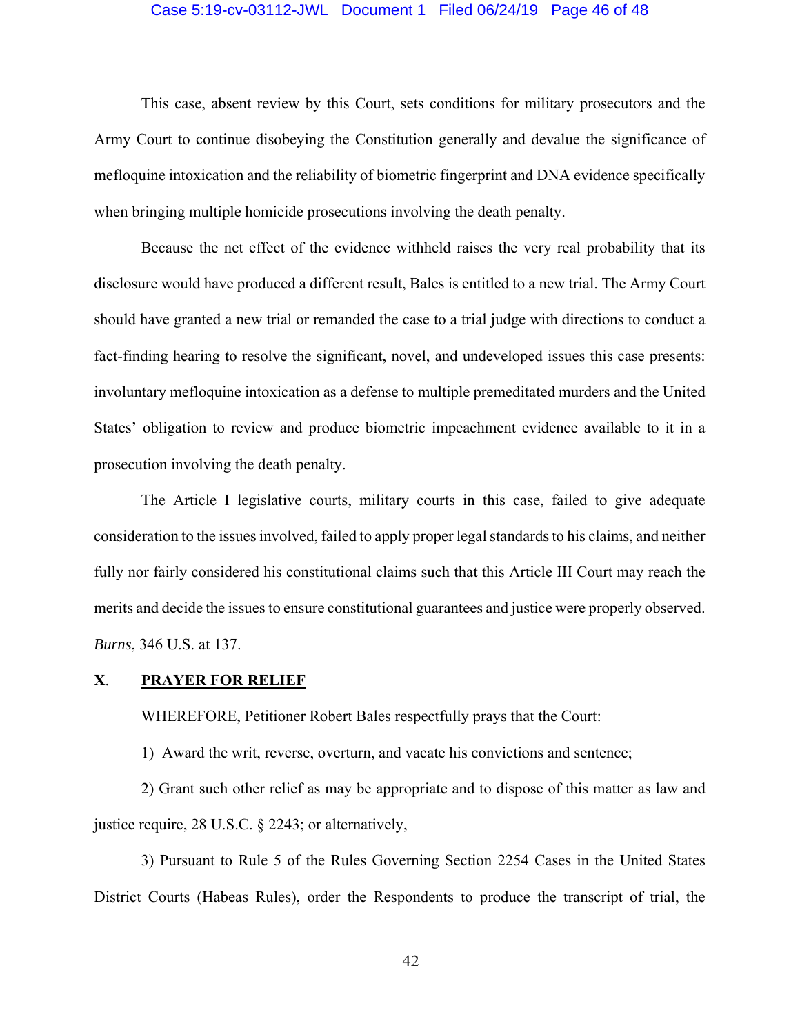This case, absent review by this Court, sets conditions for military prosecutors and the Army Court to continue disobeying the Constitution generally and devalue the significance of mefloquine intoxication and the reliability of biometric fingerprint and DNA evidence specifically when bringing multiple homicide prosecutions involving the death penalty.

Because the net effect of the evidence withheld raises the very real probability that its disclosure would have produced a different result, Bales is entitled to a new trial. The Army Court should have granted a new trial or remanded the case to a trial judge with directions to conduct a fact-finding hearing to resolve the significant, novel, and undeveloped issues this case presents: involuntary mefloquine intoxication as a defense to multiple premeditated murders and the United States' obligation to review and produce biometric impeachment evidence available to it in a prosecution involving the death penalty.

The Article I legislative courts, military courts in this case, failed to give adequate consideration to the issues involved, failed to apply proper legal standards to his claims, and neither fully nor fairly considered his constitutional claims such that this Article III Court may reach the merits and decide the issues to ensure constitutional guarantees and justice were properly observed. *Burns*, 346 U.S. at 137.

## X. PRAYER FOR RELIEF

WHEREFORE, Petitioner Robert Bales respectfully prays that the Court:

1) Award the writ, reverse, overturn, and vacate his convictions and sentence;

2) Grant such other relief as may be appropriate and to dispose of this matter as law and justice require, 28 U.S.C. § 2243; or alternatively,

3) Pursuant to Rule 5 of the Rules Governing Section 2254 Cases in the United States District Courts (Habeas Rules), order the Respondents to produce the transcript of trial, the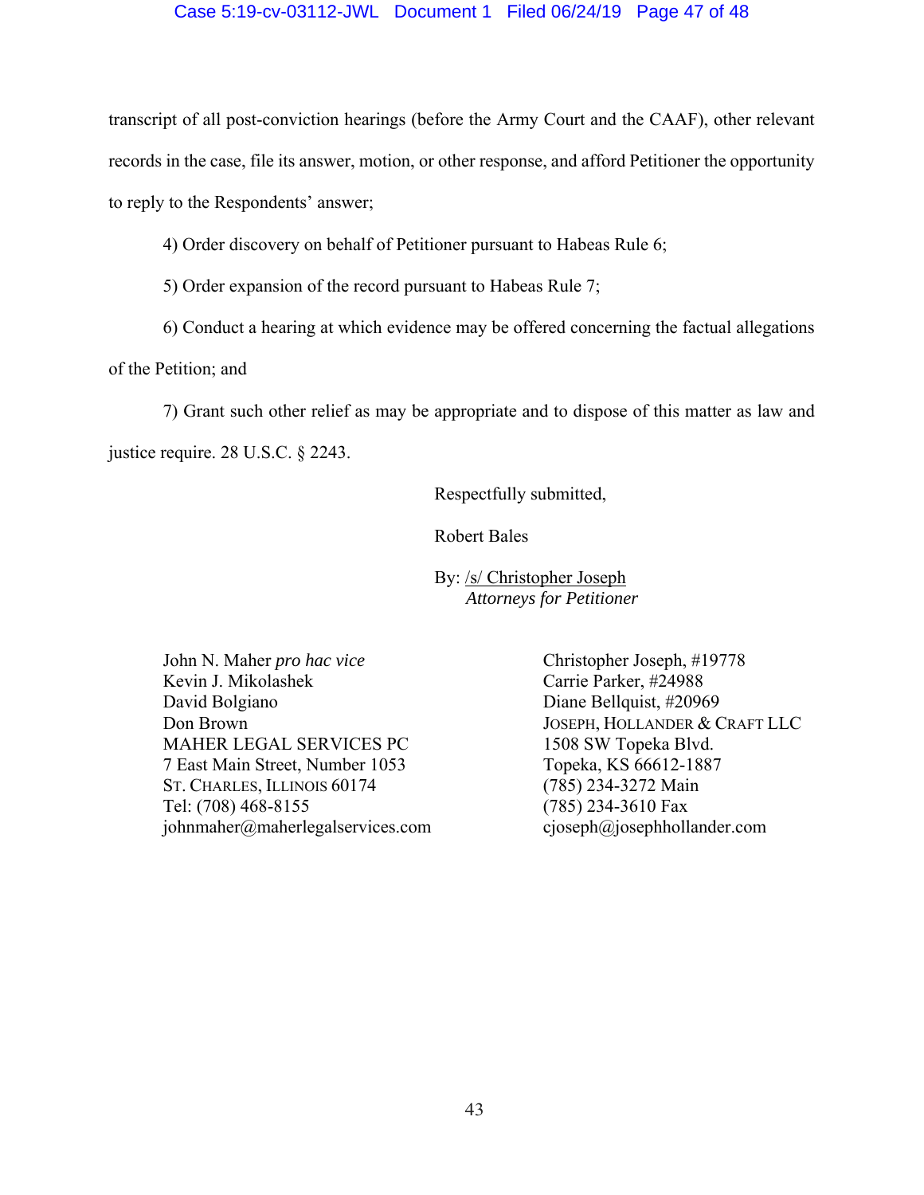transcript of all post-conviction hearings (before the Army Court and the CAAF), other relevant records in the case, file its answer, motion, or other response, and afford Petitioner the opportunity to reply to the Respondents' answer;

4) Order discovery on behalf of Petitioner pursuant to Habeas Rule 6;

5) Order expansion of the record pursuant to Habeas Rule 7;

6) Conduct a hearing at which evidence may be offered concerning the factual allegations of the Petition; and

7) Grant such other relief as may be appropriate and to dispose of this matter as law and justice require. 28 U.S.C. § 2243.

Respectfully submitted,

Robert Bales

By: /s/ Christopher Joseph
*Attorneys for Petitioner*

John N. Maher *pro hac vice*
Kevin J. Mikolashek
David Bolgiano
Don Brown
MAHER LEGAL SERVICES PC
7 East Main Street, Number 1053
ST. CHARLES, ILLINOIS 60174
Tel: (708) 468-8155
johnmaher@maherlegalservices.com

Christopher Joseph, #19778
Carrie Parker, #24988
Diane Bellquist, #20969
JOSEPH, HOLLANDER & CRAFT LLC
1508 SW Topeka Blvd.
Topeka, KS 66612-1887
(785) 234-3272 Main
(785) 234-3610 Fax
cjoseph@josephhollander.com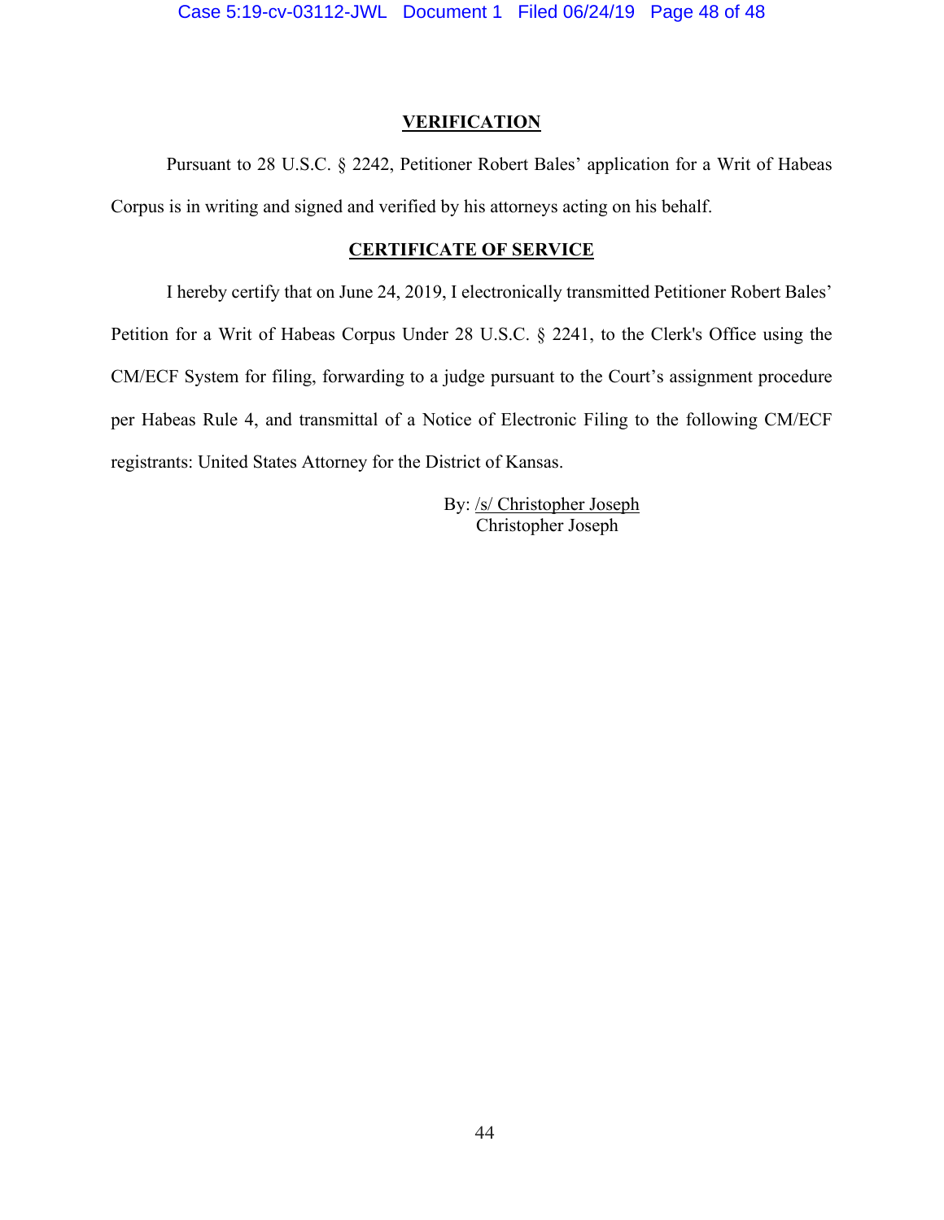## VERIFICATION

Pursuant to 28 U.S.C. § 2242, Petitioner Robert Bales' application for a Writ of Habeas Corpus is in writing and signed and verified by his attorneys acting on his behalf.

## CERTIFICATE OF SERVICE

I hereby certify that on June 24, 2019, I electronically transmitted Petitioner Robert Bales' Petition for a Writ of Habeas Corpus Under 28 U.S.C. § 2241, to the Clerk's Office using the CM/ECF System for filing, forwarding to a judge pursuant to the Court's assignment procedure per Habeas Rule 4, and transmittal of a Notice of Electronic Filing to the following CM/ECF registrants: United States Attorney for the District of Kansas.

By: /s/ Christopher Joseph
Christopher Joseph